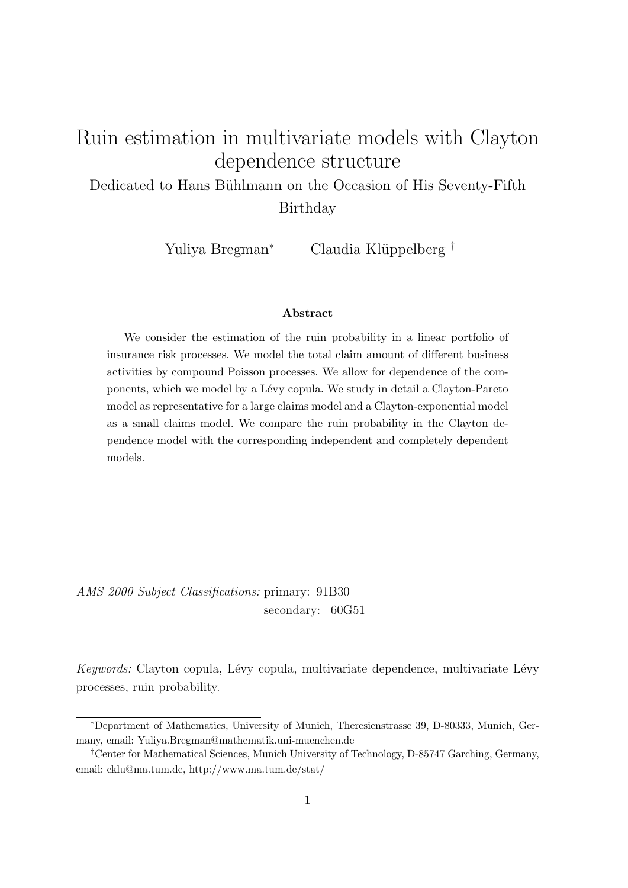# Ruin estimation in multivariate models with Clayton dependence structure

Dedicated to Hans Bühlmann on the Occasion of His Seventy-Fifth Birthday

Yuliya Bregman[*] Claudia Klüppelberg[†]

### Abstract

We consider the estimation of the ruin probability in a linear portfolio of insurance risk processes. We model the total claim amount of different business activities by compound Poisson processes. We allow for dependence of the components, which we model by a Lévy copula. We study in detail a Clayton-Pareto model as representative for a large claims model and a Clayton-exponential model as a small claims model. We compare the ruin probability in the Clayton dependence model with the corresponding independent and completely dependent models.

*AMS 2000 Subject Classifications:* primary: 91B30
secondary: 60G51

*Keywords:* Clayton copula, Lévy copula, multivariate dependence, multivariate Lévy processes, ruin probability.

---

[*]Department of Mathematics, University of Munich, Theresienstrasse 39, D-80333, Munich, Germany, email: Yuliya.Bregman@mathematik.uni-muenchen.de

[†]Center for Mathematical Sciences, Munich University of Technology, D-85747 Garching, Germany, email: cklu@ma.tum.de, http://www.ma.tum.de/stat/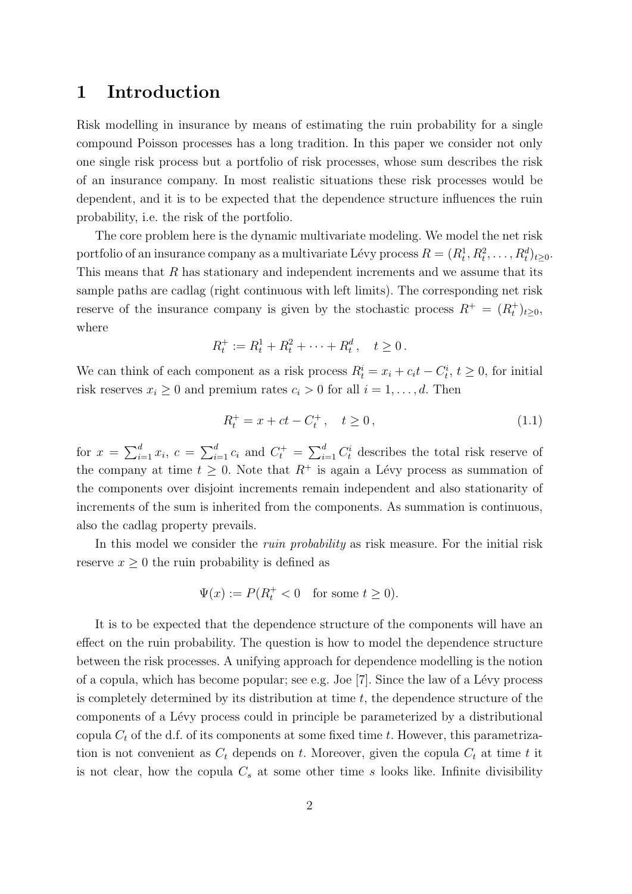# 1 Introduction

Risk modelling in insurance by means of estimating the ruin probability for a single compound Poisson processes has a long tradition. In this paper we consider not only one single risk process but a portfolio of risk processes, whose sum describes the risk of an insurance company. In most realistic situations these risk processes would be dependent, and it is to be expected that the dependence structure influences the ruin probability, i.e. the risk of the portfolio.

The core problem here is the dynamic multivariate modeling. We model the net risk portfolio of an insurance company as a multivariate Lévy process $R = (R_t^1, R_t^2, \ldots, R_t^d)_{t\geq 0}$. This means that $R$ has stationary and independent increments and we assume that its sample paths are cadlag (right continuous with left limits). The corresponding net risk reserve of the insurance company is given by the stochastic process $R^+ = (R_t^+)_{t\geq 0}$, where

$$R_t^+ := R_t^1 + R_t^2 + \cdots + R_t^d \,, \quad t \geq 0 \,.$$

We can think of each component as a risk process $R_t^i = x_i + c_i t - C_t^i$, $t \geq 0$, for initial risk reserves $x_i \geq 0$ and premium rates $c_i > 0$ for all $i = 1, \ldots, d$. Then

$$R_t^+ = x + ct - C_t^+ \,, \quad t \geq 0 \,, \tag{1.1}$$

for $x = \sum_{i=1}^d x_i$, $c = \sum_{i=1}^d c_i$ and $C_t^+ = \sum_{i=1}^d C_t^i$ describes the total risk reserve of the company at time $t \geq 0$. Note that $R^+$ is again a Lévy process as summation of the components over disjoint increments remain independent and also stationarity of increments of the sum is inherited from the components. As summation is continuous, also the cadlag property prevails.

In this model we consider the *ruin probability* as risk measure. For the initial risk reserve $x \geq 0$ the ruin probability is defined as

$$\Psi(x) := P(R_t^+ < 0 \quad \text{for some } t \geq 0).$$

It is to be expected that the dependence structure of the components will have an effect on the ruin probability. The question is how to model the dependence structure between the risk processes. A unifying approach for dependence modelling is the notion of a copula, which has become popular; see e.g. Joe [7]. Since the law of a Lévy process is completely determined by its distribution at time $t$, the dependence structure of the components of a Lévy process could in principle be parameterized by a distributional copula $C_t$ of the d.f. of its components at some fixed time $t$. However, this parametrization is not convenient as $C_t$ depends on $t$. Moreover, given the copula $C_t$ at time $t$ it is not clear, how the copula $C_s$ at some other time $s$ looks like. Infinite divisibility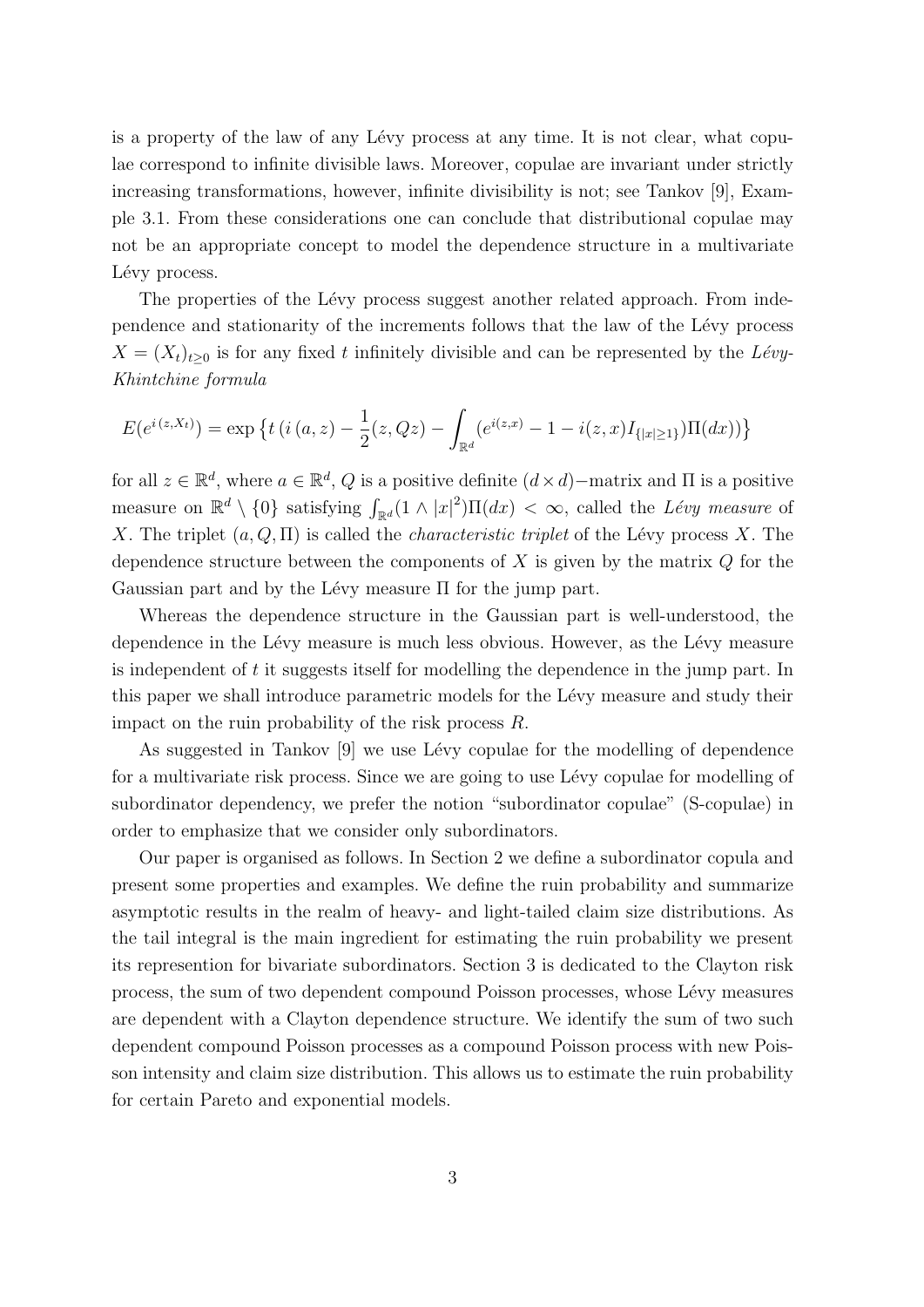is a property of the law of any Lévy process at any time. It is not clear, what copulae correspond to infinite divisible laws. Moreover, copulae are invariant under strictly increasing transformations, however, infinite divisibility is not; see Tankov [9], Example 3.1. From these considerations one can conclude that distributional copulae may not be an appropriate concept to model the dependence structure in a multivariate Lévy process.

The properties of the Lévy process suggest another related approach. From independence and stationarity of the increments follows that the law of the Lévy process $X = (X_t)_{t\geq 0}$ is for any fixed $t$ infinitely divisible and can be represented by the *Lévy-Khintchine formula*

$$E(e^{i\,(z,X_t)}) = \exp\left\{t\left(i\,(a,z) - \frac{1}{2}(z,Qz) - \int_{\mathbb{R}^d}(e^{i(z,x)} - 1 - i(z,x)I_{\{|x|\geq 1\}})\Pi(dx)\right)\right\}$$

for all $z \in \mathbb{R}^d$, where $a \in \mathbb{R}^d$, $Q$ is a positive definite $(d \times d)-$matrix and $\Pi$ is a positive measure on $\mathbb{R}^d \setminus \{0\}$ satisfying $\int_{\mathbb{R}^d}(1 \wedge |x|^2)\Pi(dx) < \infty$, called the *Lévy measure* of $X$. The triplet $(a, Q, \Pi)$ is called the *characteristic triplet* of the Lévy process $X$. The dependence structure between the components of $X$ is given by the matrix $Q$ for the Gaussian part and by the Lévy measure $\Pi$ for the jump part.

Whereas the dependence structure in the Gaussian part is well-understood, the dependence in the Lévy measure is much less obvious. However, as the Lévy measure is independent of $t$ it suggests itself for modelling the dependence in the jump part. In this paper we shall introduce parametric models for the Lévy measure and study their impact on the ruin probability of the risk process $R$.

As suggested in Tankov [9] we use Lévy copulae for the modelling of dependence for a multivariate risk process. Since we are going to use Lévy copulae for modelling of subordinator dependency, we prefer the notion "subordinator copulae" (S-copulae) in order to emphasize that we consider only subordinators.

Our paper is organised as follows. In Section 2 we define a subordinator copula and present some properties and examples. We define the ruin probability and summarize asymptotic results in the realm of heavy- and light-tailed claim size distributions. As the tail integral is the main ingredient for estimating the ruin probability we present its represention for bivariate subordinators. Section 3 is dedicated to the Clayton risk process, the sum of two dependent compound Poisson processes, whose Lévy measures are dependent with a Clayton dependence structure. We identify the sum of two such dependent compound Poisson processes as a compound Poisson process with new Poisson intensity and claim size distribution. This allows us to estimate the ruin probability for certain Pareto and exponential models.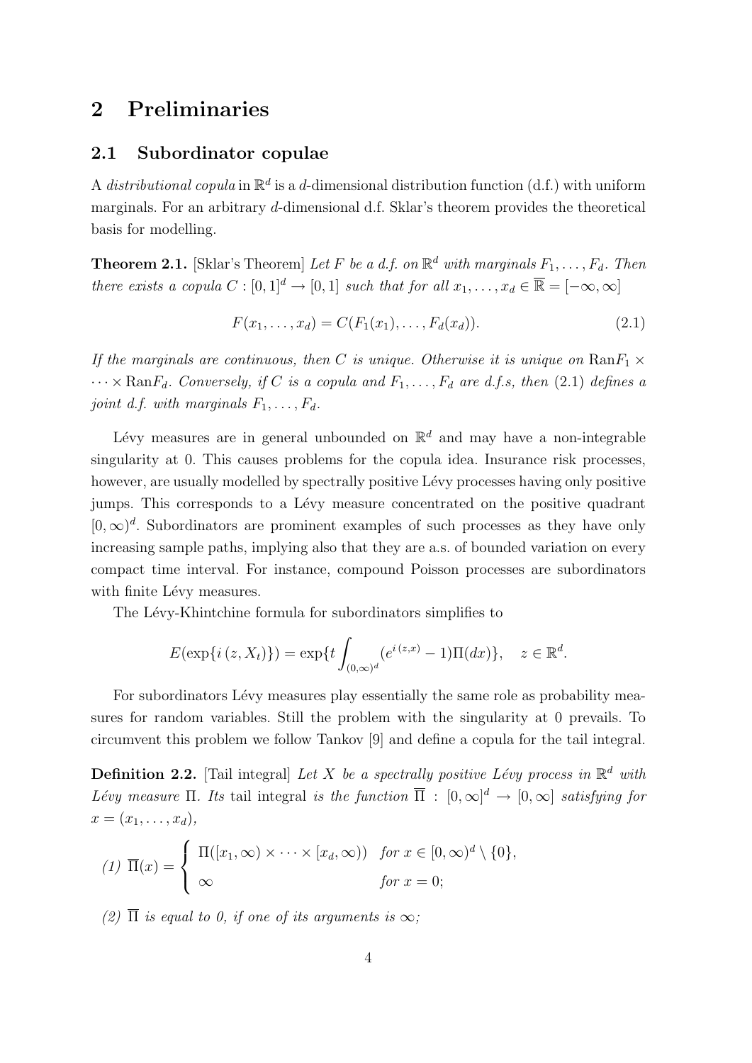## 2 Preliminaries

### 2.1 Subordinator copulae

A *distributional copula* in $\mathbb{R}^d$ is a $d$-dimensional distribution function (d.f.) with uniform marginals. For an arbitrary $d$-dimensional d.f. Sklar's theorem provides the theoretical basis for modelling.

**Theorem 2.1.** [Sklar's Theorem] *Let $F$ be a d.f. on $\mathbb{R}^d$ with marginals $F_1, \ldots, F_d$. Then there exists a copula $C : [0,1]^d \to [0,1]$ such that for all $x_1, \ldots, x_d \in \overline{\mathbb{R}} = [-\infty, \infty]$*

$$F(x_1, \ldots, x_d) = C(F_1(x_1), \ldots, F_d(x_d)). \tag{2.1}$$

*If the marginals are continuous, then $C$ is unique. Otherwise it is unique on $\mathrm{Ran}F_1 \times \cdots \times \mathrm{Ran}F_d$. Conversely, if $C$ is a copula and $F_1, \ldots, F_d$ are d.f.s, then (2.1) defines a joint d.f. with marginals $F_1, \ldots, F_d$.*

Lévy measures are in general unbounded on $\mathbb{R}^d$ and may have a non-integrable singularity at 0. This causes problems for the copula idea. Insurance risk processes, however, are usually modelled by spectrally positive Lévy processes having only positive jumps. This corresponds to a Lévy measure concentrated on the positive quadrant $[0, \infty)^d$. Subordinators are prominent examples of such processes as they have only increasing sample paths, implying also that they are a.s. of bounded variation on every compact time interval. For instance, compound Poisson processes are subordinators with finite Lévy measures.

The Lévy-Khintchine formula for subordinators simplifies to

$$E(\exp\{i\,(z, X_t)\}) = \exp\{t \int_{(0,\infty)^d} (e^{i\,(z,x)} - 1)\Pi(dx)\}, \quad z \in \mathbb{R}^d.$$

For subordinators Lévy measures play essentially the same role as probability measures for random variables. Still the problem with the singularity at 0 prevails. To circumvent this problem we follow Tankov [9] and define a copula for the tail integral.

**Definition 2.2.** [Tail integral] *Let $X$ be a spectrally positive Lévy process in $\mathbb{R}^d$ with Lévy measure $\Pi$. Its* tail integral *is the function $\overline{\Pi} : [0,\infty]^d \to [0,\infty]$ satisfying for $x = (x_1, \ldots, x_d)$,*

*(1)* $\overline{\Pi}(x) = \begin{cases} \Pi([x_1, \infty) \times \cdots \times [x_d, \infty)) & \text{for } x \in [0,\infty)^d \setminus \{0\}, \\ \infty & \text{for } x = 0; \end{cases}$

*(2) $\overline{\Pi}$ is equal to 0, if one of its arguments is $\infty$;*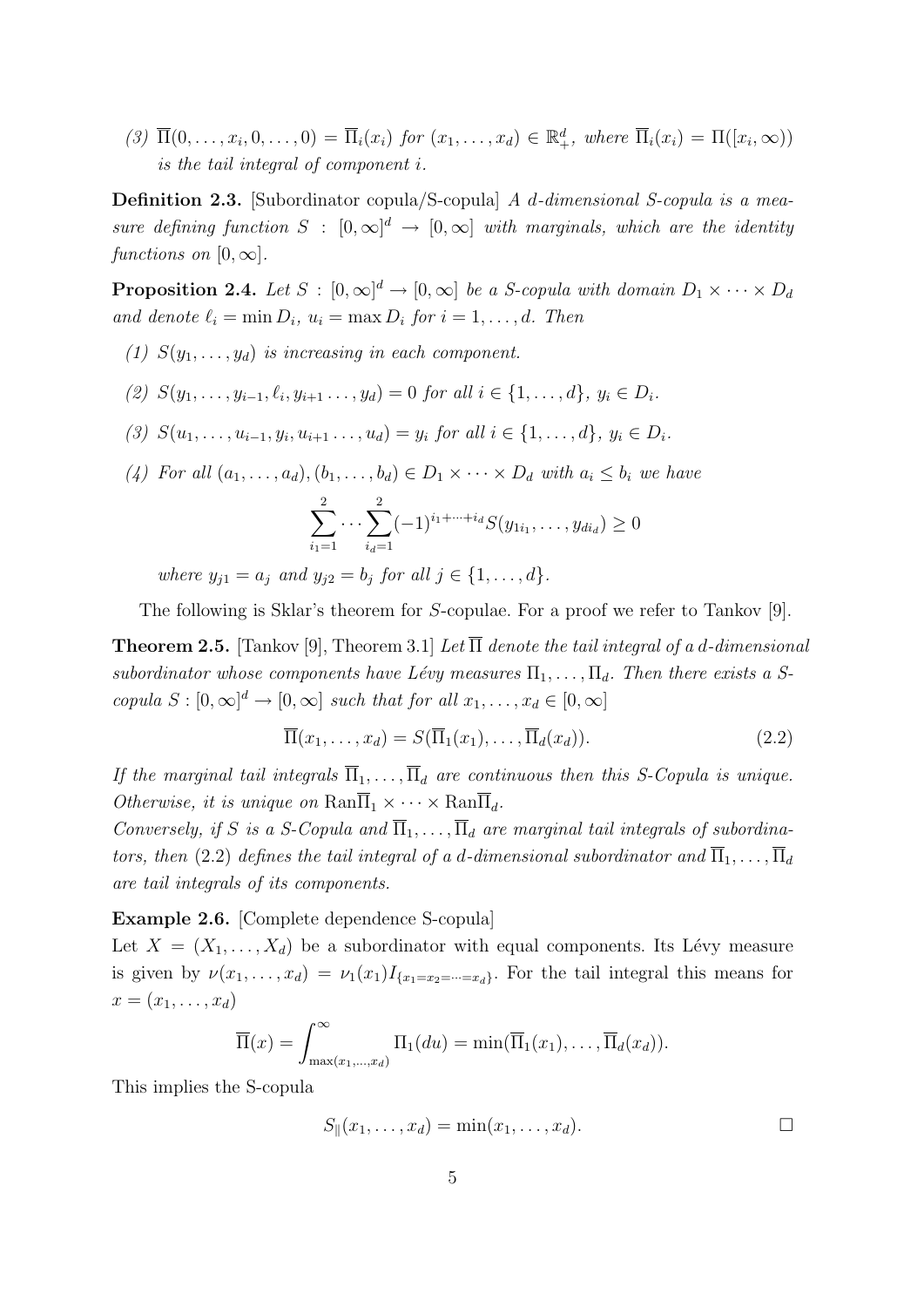*(3)* $\overline{\Pi}(0,\ldots,x_i,0,\ldots,0) = \overline{\Pi}_i(x_i)$ *for* $(x_1,\ldots,x_d) \in \mathbb{R}_+^d$*, where* $\overline{\Pi}_i(x_i) = \Pi([x_i,\infty))$ *is the tail integral of component* $i$*.*

**Definition 2.3.** [Subordinator copula/S-copula] *A* $d$*-dimensional S-copula is a measure defining function* $S : [0,\infty]^d \to [0,\infty]$ *with marginals, which are the identity functions on* $[0,\infty]$*.*

**Proposition 2.4.** *Let* $S : [0,\infty]^d \to [0,\infty]$ *be a S-copula with domain* $D_1 \times \cdots \times D_d$ *and denote* $\ell_i = \min D_i$*,* $u_i = \max D_i$ *for* $i = 1,\ldots,d$*. Then*

*(1)* $S(y_1,\ldots,y_d)$ *is increasing in each component.*

*(2)* $S(y_1,\ldots,y_{i-1},\ell_i,y_{i+1}\ldots,y_d) = 0$ *for all* $i \in \{1,\ldots,d\}$*,* $y_i \in D_i$*.*

*(3)* $S(u_1,\ldots,u_{i-1},y_i,u_{i+1}\ldots,u_d) = y_i$ *for all* $i \in \{1,\ldots,d\}$*,* $y_i \in D_i$*.*

*(4) For all* $(a_1,\ldots,a_d),(b_1,\ldots,b_d) \in D_1 \times \cdots D_d$ *with* $a_i \le b_i$ *we have*

$$\sum_{i_1=1}^{2} \cdots \sum_{i_d=1}^{2} (-1)^{i_1+\cdots+i_d} S(y_{1i_1},\ldots,y_{di_d}) \ge 0$$

*where* $y_{j1} = a_j$ *and* $y_{j2} = b_j$ *for all* $j \in \{1,\ldots,d\}$*.*

The following is Sklar's theorem for $S$-copulae. For a proof we refer to Tankov [9].

**Theorem 2.5.** [Tankov [9], Theorem 3.1] *Let* $\overline{\Pi}$ *denote the tail integral of a* $d$*-dimensional subordinator whose components have Lévy measures* $\Pi_1,\ldots,\Pi_d$*. Then there exists a S-copula* $S : [0,\infty]^d \to [0,\infty]$ *such that for all* $x_1,\ldots,x_d \in [0,\infty]$

$$\overline{\Pi}(x_1,\ldots,x_d) = S(\overline{\Pi}_1(x_1),\ldots,\overline{\Pi}_d(x_d)). \tag{2.2}$$

*If the marginal tail integrals* $\overline{\Pi}_1,\ldots,\overline{\Pi}_d$ *are continuous then this S-Copula is unique. Otherwise, it is unique on* $\mathrm{Ran}\overline{\Pi}_1 \times \cdots \times \mathrm{Ran}\overline{\Pi}_d$*.*
*Conversely, if* $S$ *is a S-Copula and* $\overline{\Pi}_1,\ldots,\overline{\Pi}_d$ *are marginal tail integrals of subordinators, then* (2.2) *defines the tail integral of a* $d$*-dimensional subordinator and* $\overline{\Pi}_1,\ldots,\overline{\Pi}_d$ *are tail integrals of its components.*

**Example 2.6.** [Complete dependence S-copula]
Let $X = (X_1,\ldots,X_d)$ be a subordinator with equal components. Its Lévy measure is given by $\nu(x_1,\ldots,x_d) = \nu_1(x_1)I_{\{x_1=x_2=\cdots=x_d\}}$. For the tail integral this means for $x = (x_1,\ldots,x_d)$

$$\overline{\Pi}(x) = \int_{\max(x_1,\ldots,x_d)}^{\infty} \Pi_1(du) = \min(\overline{\Pi}_1(x_1),\ldots,\overline{\Pi}_d(x_d)).$$

This implies the S-copula

$$S_{\|}(x_1,\ldots,x_d) = \min(x_1,\ldots,x_d).$$

□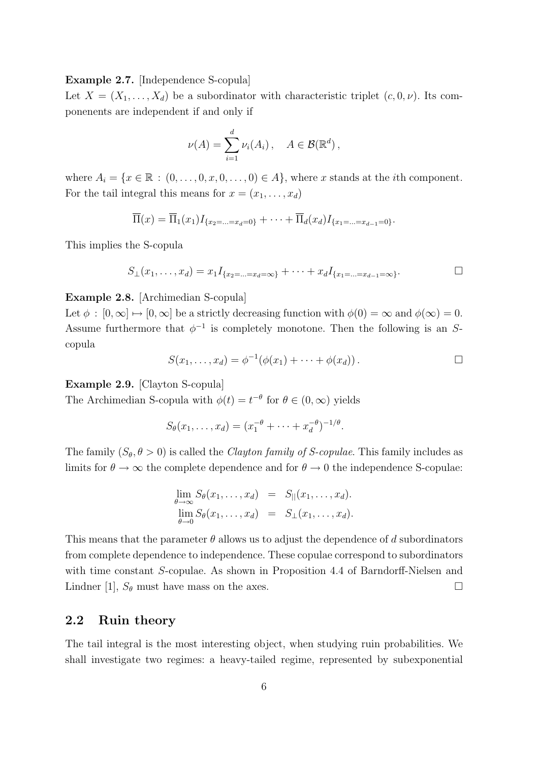**Example 2.7.** [Independence S-copula]
Let $X = (X_1, \ldots, X_d)$ be a subordinator with characteristic triplet $(c, 0, \nu)$. Its componenents are independent if and only if

$$\nu(A) = \sum_{i=1}^{d} \nu_i(A_i)\,, \quad A \in \mathcal{B}(\mathbb{R}^d)\,,$$

where $A_i = \{x \in \mathbb{R} : (0, \ldots, 0, x, 0, \ldots, 0) \in A\}$, where $x$ stands at the $i$th component. For the tail integral this means for $x = (x_1, \ldots, x_d)$

$$\overline{\Pi}(x) = \overline{\Pi}_1(x_1) I_{\{x_2 = \ldots = x_d = 0\}} + \cdots + \overline{\Pi}_d(x_d) I_{\{x_1 = \ldots = x_{d-1} = 0\}}.$$

This implies the S-copula

$$S_{\perp}(x_1, \ldots, x_d) = x_1 I_{\{x_2 = \ldots = x_d = \infty\}} + \cdots + x_d I_{\{x_1 = \ldots = x_{d-1} = \infty\}}. \qquad \square$$

**Example 2.8.** [Archimedian S-copula]
Let $\phi : [0, \infty] \mapsto [0, \infty]$ be a strictly decreasing function with $\phi(0) = \infty$ and $\phi(\infty) = 0$. Assume furthermore that $\phi^{-1}$ is completely monotone. Then the following is an $S$-copula

$$S(x_1, \ldots, x_d) = \phi^{-1}(\phi(x_1) + \cdots + \phi(x_d))\,. \qquad \square$$

**Example 2.9.** [Clayton S-copula]
The Archimedian S-copula with $\phi(t) = t^{-\theta}$ for $\theta \in (0, \infty)$ yields

$$S_\theta(x_1, \ldots, x_d) = (x_1^{-\theta} + \cdots + x_d^{-\theta})^{-1/\theta}.$$

The family $(S_\theta, \theta > 0)$ is called the *Clayton family of S-copulae.* This family includes as limits for $\theta \to \infty$ the complete dependence and for $\theta \to 0$ the independence S-copulae:

$$\begin{aligned}
\lim_{\theta \to \infty} S_\theta(x_1, \ldots, x_d) &= S_{||}(x_1, \ldots, x_d). \\
\lim_{\theta \to 0} S_\theta(x_1, \ldots, x_d) &= S_{\perp}(x_1, \ldots, x_d).
\end{aligned}$$

This means that the parameter $\theta$ allows us to adjust the dependence of $d$ subordinators from complete dependence to independence. These copulae correspond to subordinators with time constant $S$-copulae. As shown in Proposition 4.4 of Barndorff-Nielsen and Lindner [1], $S_\theta$ must have mass on the axes. $\square$

## 2.2 Ruin theory

The tail integral is the most interesting object, when studying ruin probabilities. We shall investigate two regimes: a heavy-tailed regime, represented by subexponential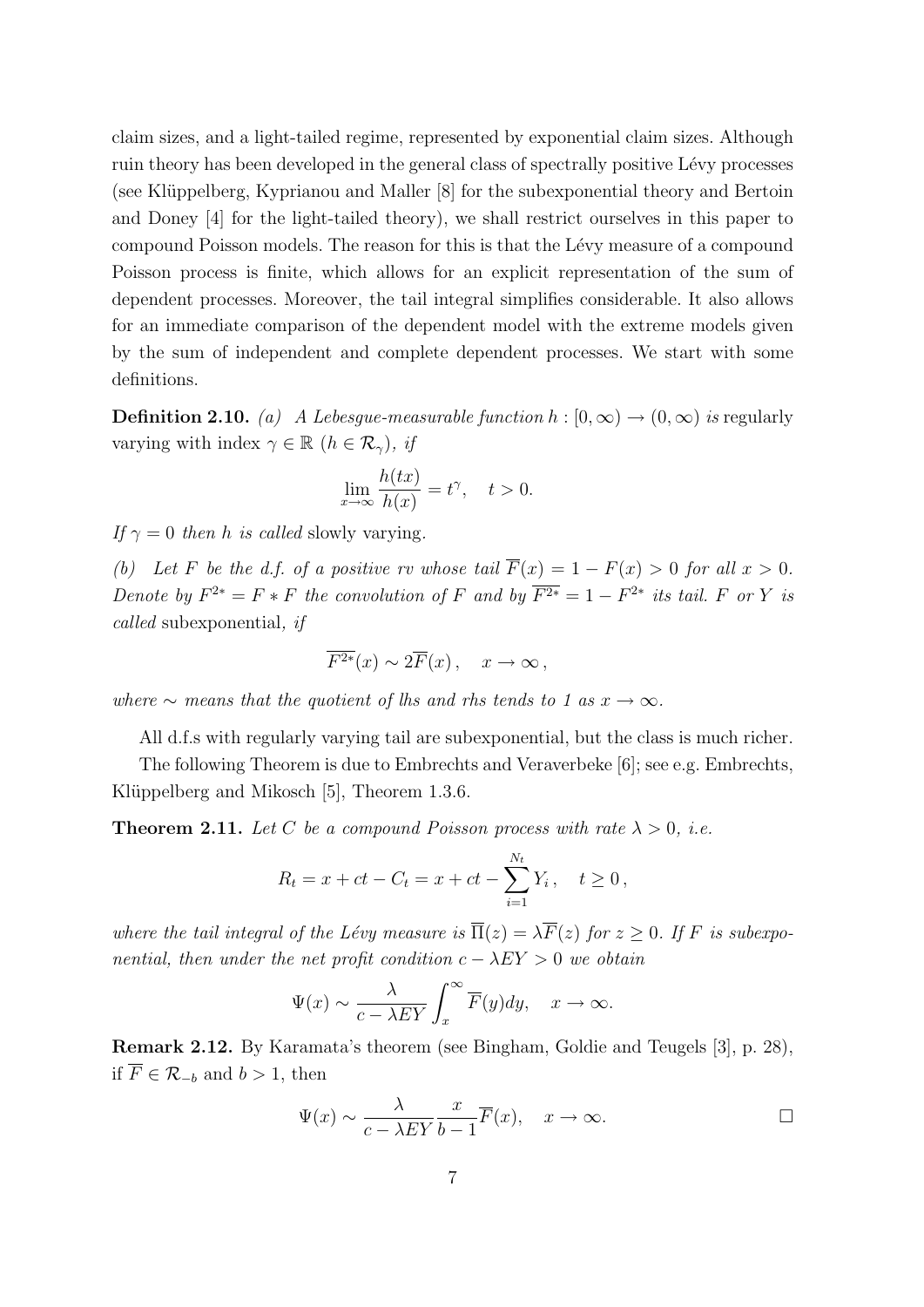claim sizes, and a light-tailed regime, represented by exponential claim sizes. Although ruin theory has been developed in the general class of spectrally positive Lévy processes (see Klüppelberg, Kyprianou and Maller [8] for the subexponential theory and Bertoin and Doney [4] for the light-tailed theory), we shall restrict ourselves in this paper to compound Poisson models. The reason for this is that the Lévy measure of a compound Poisson process is finite, which allows for an explicit representation of the sum of dependent processes. Moreover, the tail integral simplifies considerable. It also allows for an immediate comparison of the dependent model with the extreme models given by the sum of independent and complete dependent processes. We start with some definitions.

**Definition 2.10.** *(a) A Lebesgue-measurable function $h : [0, \infty) \to (0, \infty)$ is* regularly varying *with index $\gamma \in \mathbb{R}$ ($h \in \mathcal{R}_\gamma$), if*

$$\lim_{x\to\infty} \frac{h(tx)}{h(x)} = t^\gamma, \quad t > 0.$$

*If $\gamma = 0$ then $h$ is called* slowly varying.

*(b) Let $F$ be the d.f. of a positive rv whose tail $\overline{F}(x) = 1 - F(x) > 0$ for all $x > 0$. Denote by $F^{2*} = F * F$ the convolution of $F$ and by $\overline{F^{2*}} = 1 - F^{2*}$ its tail. $F$ or $Y$ is called* subexponential*, if*

$$\overline{F^{2*}}(x) \sim 2\overline{F}(x), \quad x \to \infty,$$

*where $\sim$ means that the quotient of lhs and rhs tends to 1 as $x \to \infty$.*

All d.f.s with regularly varying tail are subexponential, but the class is much richer.

The following Theorem is due to Embrechts and Veraverbeke [6]; see e.g. Embrechts, Klüppelberg and Mikosch [5], Theorem 1.3.6.

**Theorem 2.11.** *Let $C$ be a compound Poisson process with rate $\lambda > 0$, i.e.*

$$R_t = x + ct - C_t = x + ct - \sum_{i=1}^{N_t} Y_i, \quad t \geq 0,$$

*where the tail integral of the Lévy measure is $\overline{\Pi}(z) = \lambda\overline{F}(z)$ for $z \geq 0$. If $F$ is subexponential, then under the net profit condition $c - \lambda EY > 0$ we obtain*

$$\Psi(x) \sim \frac{\lambda}{c - \lambda EY} \int_x^\infty \overline{F}(y)dy, \quad x \to \infty.$$

**Remark 2.12.** By Karamata's theorem (see Bingham, Goldie and Teugels [3], p. 28), if $\overline{F} \in \mathcal{R}_{-b}$ and $b > 1$, then

$$\Psi(x) \sim \frac{\lambda}{c - \lambda EY} \frac{x}{b-1} \overline{F}(x), \quad x \to \infty. \qquad \square$$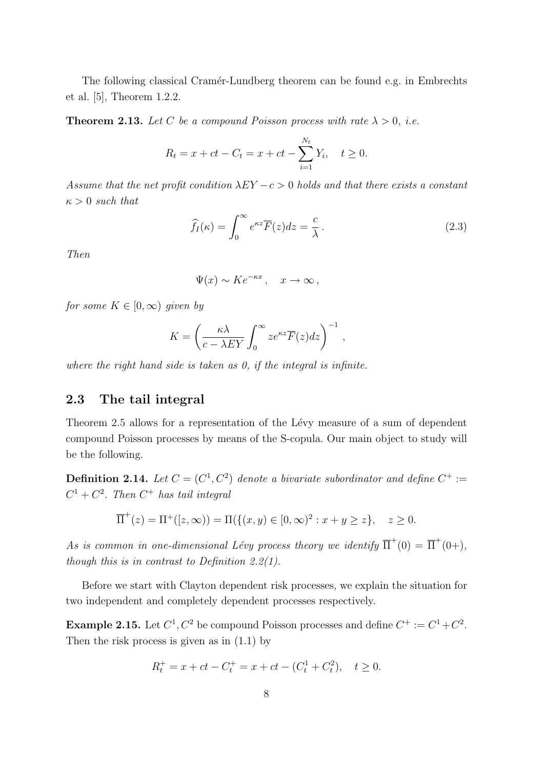The following classical Cramér-Lundberg theorem can be found e.g. in Embrechts et al. [5], Theorem 1.2.2.

**Theorem 2.13.** *Let $C$ be a compound Poisson process with rate $\lambda > 0$, i.e.*

$$R_t = x + ct - C_t = x + ct - \sum_{i=1}^{N_t} Y_i, \quad t \geq 0.$$

*Assume that the net profit condition $\lambda EY - c > 0$ holds and that there exists a constant $\kappa > 0$ such that*

$$\widehat{f}_I(\kappa) = \int_0^\infty e^{\kappa z} \overline{F}(z) dz = \frac{c}{\lambda}. \tag{2.3}$$

*Then*

$$\Psi(x) \sim K e^{-\kappa x}, \quad x \to \infty,$$

*for some $K \in [0, \infty)$ given by*

$$K = \left( \frac{\kappa \lambda}{c - \lambda EY} \int_0^\infty z e^{\kappa z} \overline{F}(z) dz \right)^{-1},$$

*where the right hand side is taken as 0, if the integral is infinite.*

## 2.3 The tail integral

Theorem 2.5 allows for a representation of the Lévy measure of a sum of dependent compound Poisson processes by means of the S-copula. Our main object to study will be the following.

**Definition 2.14.** *Let $C = (C^1, C^2)$ denote a bivariate subordinator and define $C^+ := C^1 + C^2$. Then $C^+$ has tail integral*

$$\overline{\Pi}^+(z) = \Pi^+([z, \infty)) = \Pi(\{(x, y) \in [0, \infty)^2 : x + y \geq z\}, \quad z \geq 0.$$

*As is common in one-dimensional Lévy process theory we identify $\overline{\Pi}^+(0) = \overline{\Pi}^+(0+)$, though this is in contrast to Definition 2.2(1).*

Before we start with Clayton dependent risk processes, we explain the situation for two independent and completely dependent processes respectively.

**Example 2.15.** Let $C^1, C^2$ be compound Poisson processes and define $C^+ := C^1 + C^2$. Then the risk process is given as in (1.1) by

$$R_t^+ = x + ct - C_t^+ = x + ct - (C_t^1 + C_t^2), \quad t \geq 0.$$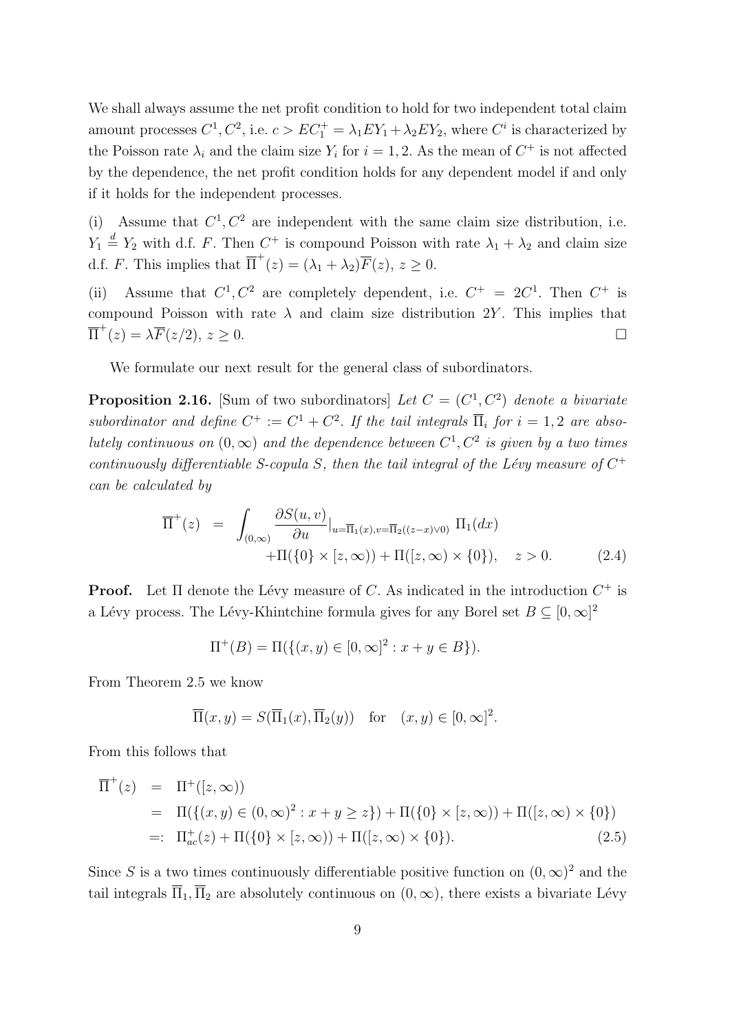We shall always assume the net profit condition to hold for two independent total claim amount processes $C^1, C^2$, i.e. $c > EC_1^+ = \lambda_1 EY_1 + \lambda_2 EY_2$, where $C^i$ is characterized by the Poisson rate $\lambda_i$ and the claim size $Y_i$ for $i = 1, 2$. As the mean of $C^+$ is not affected by the dependence, the net profit condition holds for any dependent model if and only if it holds for the independent processes.

(i) Assume that $C^1, C^2$ are independent with the same claim size distribution, i.e. $Y_1 \overset{d}{=} Y_2$ with d.f. $F$. Then $C^+$ is compound Poisson with rate $\lambda_1 + \lambda_2$ and claim size d.f. $F$. This implies that $\overline{\Pi}^+(z) = (\lambda_1 + \lambda_2)\overline{F}(z)$, $z \geq 0$.

(ii) Assume that $C^1, C^2$ are completely dependent, i.e. $C^+ = 2C^1$. Then $C^+$ is compound Poisson with rate $\lambda$ and claim size distribution $2Y$. This implies that $\overline{\Pi}^+(z) = \lambda \overline{F}(z/2)$, $z \geq 0$. $\square$

We formulate our next result for the general class of subordinators.

**Proposition 2.16.** [Sum of two subordinators] *Let $C = (C^1, C^2)$ denote a bivariate subordinator and define $C^+ := C^1 + C^2$. If the tail integrals $\overline{\Pi}_i$ for $i = 1, 2$ are absolutely continuous on $(0, \infty)$ and the dependence between $C^1, C^2$ is given by a two times continuously differentiable S-copula $S$, then the tail integral of the Lévy measure of $C^+$ can be calculated by*

$$\overline{\Pi}^+(z) = \int_{(0,\infty)} \frac{\partial S(u,v)}{\partial u}\Big|_{u=\overline{\Pi}_1(x), v=\overline{\Pi}_2((z-x)\vee 0)} \, \Pi_1(dx) + \Pi(\{0\} \times [z,\infty)) + \Pi([z,\infty) \times \{0\}), \quad z > 0. \tag{2.4}$$

**Proof.** Let $\Pi$ denote the Lévy measure of $C$. As indicated in the introduction $C^+$ is a Lévy process. The Lévy-Khintchine formula gives for any Borel set $B \subseteq [0, \infty]^2$

$$\Pi^+(B) = \Pi(\{(x,y) \in [0,\infty]^2 : x + y \in B\}).$$

From Theorem 2.5 we know

$$\overline{\Pi}(x,y) = S(\overline{\Pi}_1(x), \overline{\Pi}_2(y)) \quad \text{for} \quad (x,y) \in [0,\infty]^2.$$

From this follows that

$$\begin{aligned}
\overline{\Pi}^+(z) &= \Pi^+([z,\infty)) \\
&= \Pi(\{(x,y) \in (0,\infty)^2 : x + y \geq z\}) + \Pi(\{0\} \times [z,\infty)) + \Pi([z,\infty) \times \{0\}) \\
&=: \Pi^+_{ac}(z) + \Pi(\{0\} \times [z,\infty)) + \Pi([z,\infty) \times \{0\}).
\end{aligned} \tag{2.5}$$

Since $S$ is a two times continuously differentiable positive function on $(0,\infty)^2$ and the tail integrals $\overline{\Pi}_1, \overline{\Pi}_2$ are absolutely continuous on $(0,\infty)$, there exists a bivariate Lévy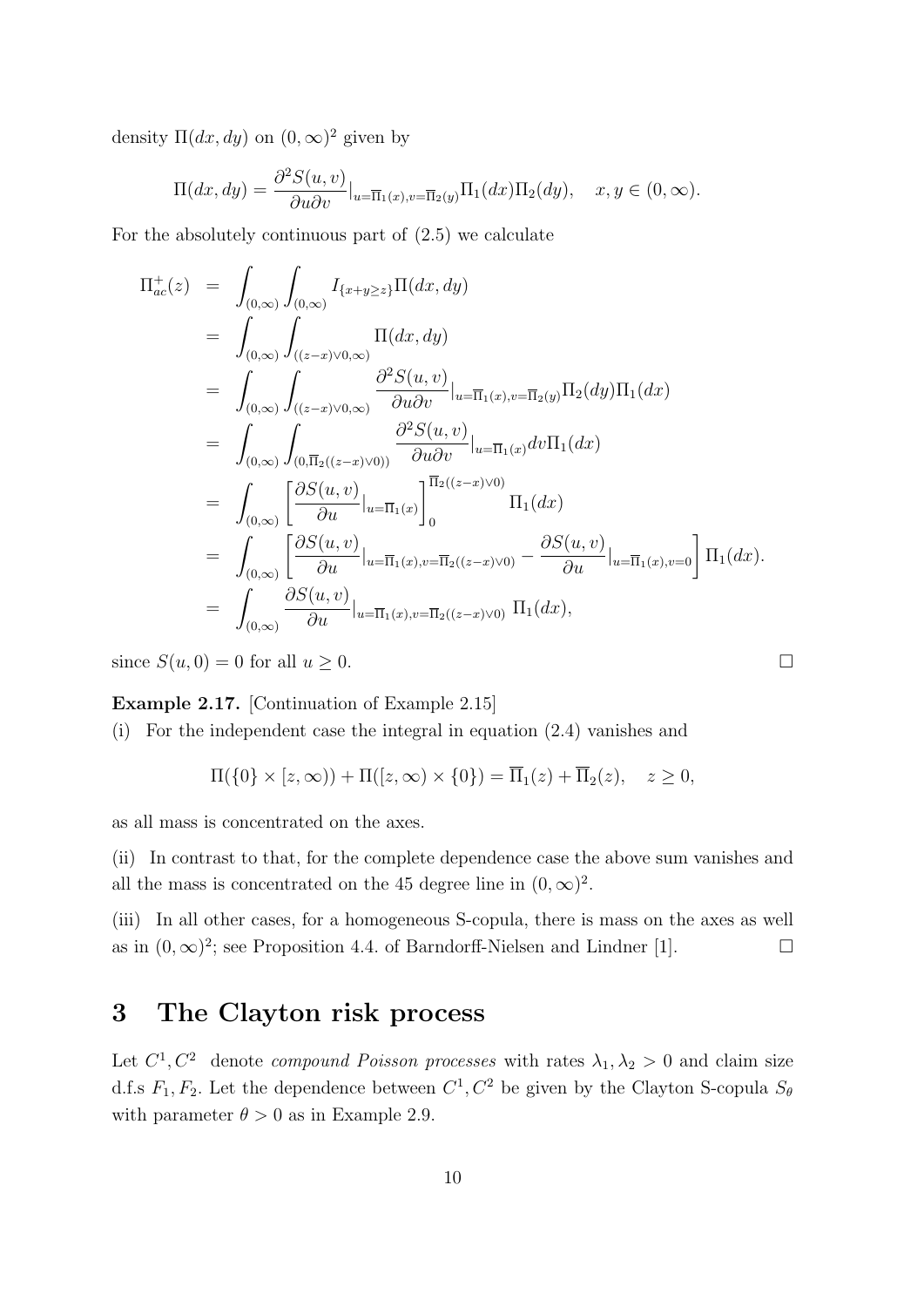density $\Pi(dx, dy)$ on $(0,\infty)^2$ given by

$$\Pi(dx, dy) = \frac{\partial^2 S(u,v)}{\partial u \partial v}|_{u=\overline{\Pi}_1(x), v=\overline{\Pi}_2(y)} \Pi_1(dx)\Pi_2(dy), \quad x, y \in (0,\infty).$$

For the absolutely continuous part of (2.5) we calculate

$$\begin{aligned}
\Pi^+_{ac}(z) &= \int_{(0,\infty)} \int_{(0,\infty)} I_{\{x+y \geq z\}} \Pi(dx, dy) \\
&= \int_{(0,\infty)} \int_{((z-x)\vee 0, \infty)} \Pi(dx, dy) \\
&= \int_{(0,\infty)} \int_{((z-x)\vee 0, \infty)} \frac{\partial^2 S(u,v)}{\partial u \partial v}|_{u=\overline{\Pi}_1(x), v=\overline{\Pi}_2(y)} \Pi_2(dy)\Pi_1(dx) \\
&= \int_{(0,\infty)} \int_{(0, \overline{\Pi}_2((z-x)\vee 0))} \frac{\partial^2 S(u,v)}{\partial u \partial v}|_{u=\overline{\Pi}_1(x)} dv \Pi_1(dx) \\
&= \int_{(0,\infty)} \left[ \frac{\partial S(u,v)}{\partial u}|_{u=\overline{\Pi}_1(x)} \right]_0^{\overline{\Pi}_2((z-x)\vee 0)} \Pi_1(dx) \\
&= \int_{(0,\infty)} \left[ \frac{\partial S(u,v)}{\partial u}|_{u=\overline{\Pi}_1(x), v=\overline{\Pi}_2((z-x)\vee 0)} - \frac{\partial S(u,v)}{\partial u}|_{u=\overline{\Pi}_1(x), v=0} \right] \Pi_1(dx). \\
&= \int_{(0,\infty)} \frac{\partial S(u,v)}{\partial u}|_{u=\overline{\Pi}_1(x), v=\overline{\Pi}_2((z-x)\vee 0)} \; \Pi_1(dx),
\end{aligned}$$

since $S(u,0) = 0$ for all $u \geq 0$. $\square$

**Example 2.17.** [Continuation of Example 2.15]

(i) For the independent case the integral in equation (2.4) vanishes and

$$\Pi(\{0\} \times [z,\infty)) + \Pi([z,\infty) \times \{0\}) = \overline{\Pi}_1(z) + \overline{\Pi}_2(z), \quad z \geq 0,$$

as all mass is concentrated on the axes.

(ii) In contrast to that, for the complete dependence case the above sum vanishes and all the mass is concentrated on the 45 degree line in $(0,\infty)^2$.

(iii) In all other cases, for a homogeneous S-copula, there is mass on the axes as well as in $(0,\infty)^2$; see Proposition 4.4. of Barndorff-Nielsen and Lindner [1]. $\square$

# 3 The Clayton risk process

Let $C^1, C^2$ denote *compound Poisson processes* with rates $\lambda_1, \lambda_2 > 0$ and claim size d.f.s $F_1, F_2$. Let the dependence between $C^1, C^2$ be given by the Clayton S-copula $S_\theta$ with parameter $\theta > 0$ as in Example 2.9.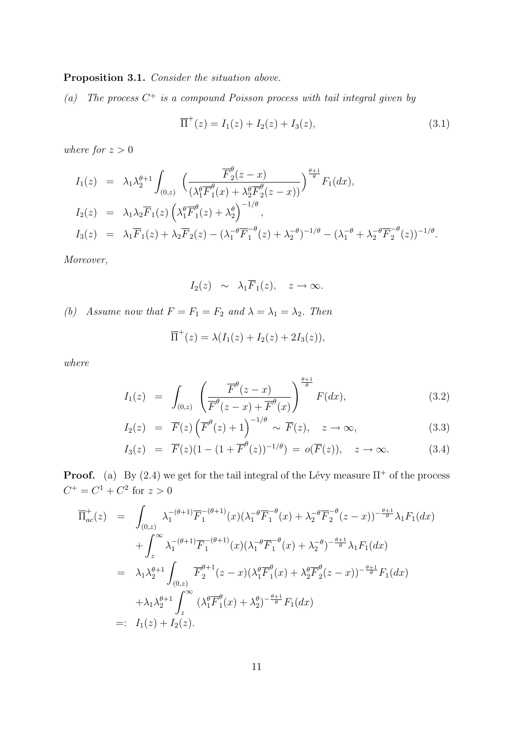**Proposition 3.1.** *Consider the situation above.*

*(a) The process $C^+$ is a compound Poisson process with tail integral given by*

$$\overline{\Pi}^+(z) = I_1(z) + I_2(z) + I_3(z), \tag{3.1}$$

*where for $z > 0$*

$$
\begin{aligned}
I_1(z) &= \lambda_1 \lambda_2^{\theta+1} \int_{(0,z)} \Big( \frac{\overline{F}_2^{\theta}(z-x)}{(\lambda_1^{\theta}\overline{F}_1^{\theta}(x) + \lambda_2^{\theta}\overline{F}_2^{\theta}(z-x))} \Big)^{\frac{\theta+1}{\theta}} F_1(dx), \\
I_2(z) &= \lambda_1 \lambda_2 \overline{F}_1(z) \left( \lambda_1^{\theta}\overline{F}_1^{\theta}(z) + \lambda_2^{\theta} \right)^{-1/\theta}, \\
I_3(z) &= \lambda_1 \overline{F}_1(z) + \lambda_2 \overline{F}_2(z) - (\lambda_1^{-\theta}\overline{F}_1^{-\theta}(z) + \lambda_2^{-\theta})^{-1/\theta} - (\lambda_1^{-\theta} + \lambda_2^{-\theta}\overline{F}_2^{-\theta}(z))^{-1/\theta}.
\end{aligned}
$$

*Moreover,*

$$I_2(z) \;\sim\; \lambda_1 \overline{F}_1(z), \quad z \to \infty.$$

*(b) Assume now that $F = F_1 = F_2$ and $\lambda = \lambda_1 = \lambda_2$. Then*

$$\overline{\Pi}^+(z) = \lambda(I_1(z) + I_2(z) + 2I_3(z)),$$

*where*

$$I_1(z) = \int_{(0,z)} \left( \frac{\overline{F}^{\theta}(z-x)}{\overline{F}^{\theta}(z-x) + \overline{F}^{\theta}(x)} \right)^{\frac{\theta+1}{\theta}} F(dx), \tag{3.2}$$

$$I_2(z) = \overline{F}(z) \left( \overline{F}^{\theta}(z) + 1 \right)^{-1/\theta} \sim \overline{F}(z), \quad z \to \infty, \tag{3.3}$$

$$I_3(z) = \overline{F}(z)(1 - (1 + \overline{F}^{\theta}(z))^{-1/\theta}) \;=\; o(\overline{F}(z)), \quad z \to \infty. \tag{3.4}$$

**Proof.** (a) By (2.4) we get for the tail integral of the Lévy measure $\Pi^+$ of the process $C^+ = C^1 + C^2$ for $z > 0$

$$
\begin{aligned}
\overline{\Pi}^+_{ac}(z) &= \int_{(0,z)} \lambda_1^{-(\theta+1)} \overline{F}_1^{-(\theta+1)}(x) (\lambda_1^{-\theta}\overline{F}_1^{-\theta}(x) + \lambda_2^{-\theta}\overline{F}_2^{-\theta}(z-x))^{-\frac{\theta+1}{\theta}} \lambda_1 F_1(dx) \\
&\quad + \int_z^{\infty} \lambda_1^{-(\theta+1)} \overline{F}_1^{-(\theta+1)}(x) (\lambda_1^{-\theta}\overline{F}_1^{-\theta}(x) + \lambda_2^{-\theta})^{-\frac{\theta+1}{\theta}} \lambda_1 F_1(dx) \\
&= \lambda_1 \lambda_2^{\theta+1} \int_{(0,z)} \overline{F}_2^{\theta+1}(z-x) (\lambda_1^{\theta}\overline{F}_1^{\theta}(x) + \lambda_2^{\theta}\overline{F}_2^{\theta}(z-x))^{-\frac{\theta+1}{\theta}} F_1(dx) \\
&\quad + \lambda_1 \lambda_2^{\theta+1} \int_z^{\infty} (\lambda_1^{\theta}\overline{F}_1^{\theta}(x) + \lambda_2^{\theta})^{-\frac{\theta+1}{\theta}} F_1(dx) \\
&=: I_1(z) + I_2(z).
\end{aligned}
$$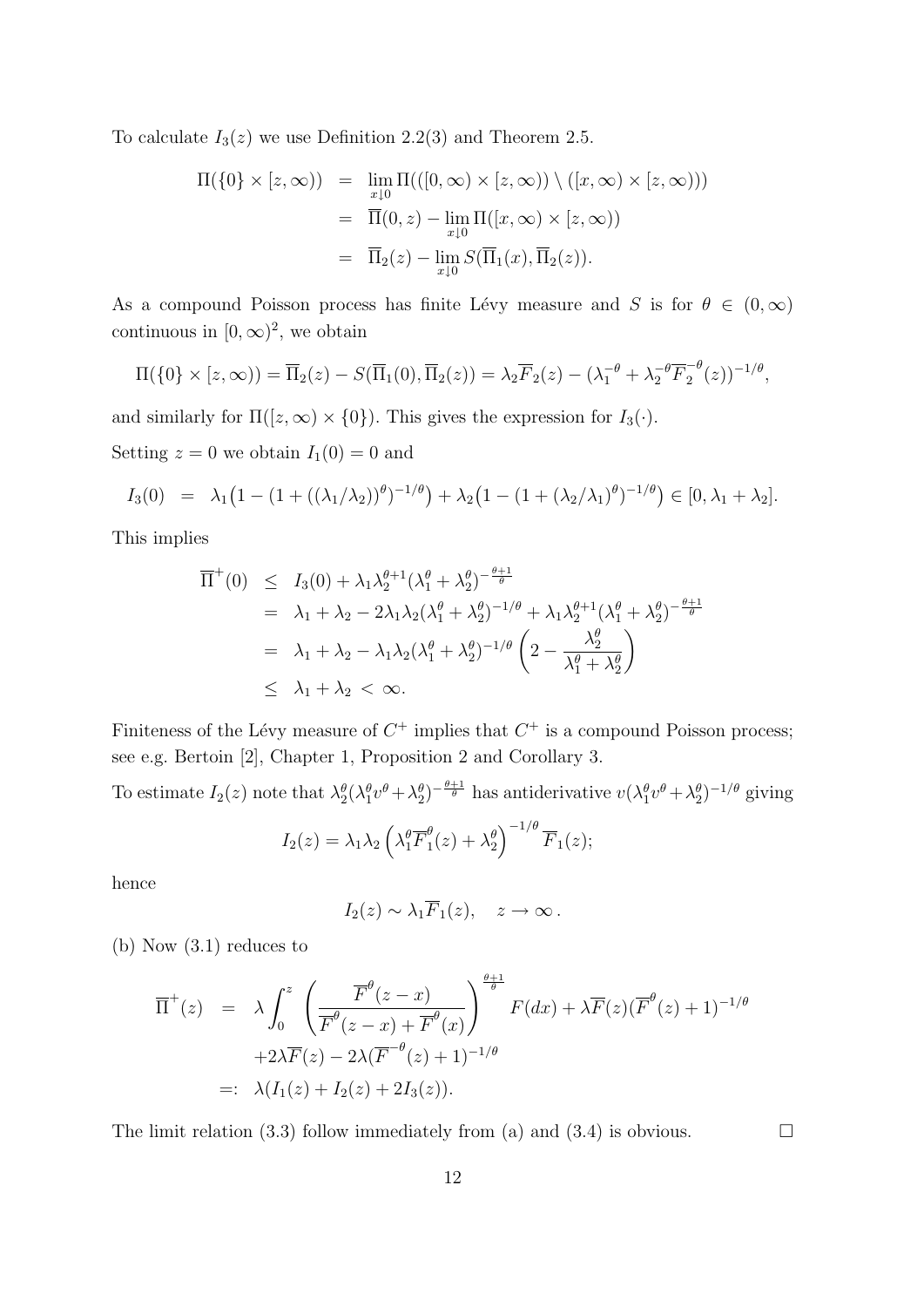To calculate $I_3(z)$ we use Definition 2.2(3) and Theorem 2.5.

$$
\begin{aligned}
\Pi(\{0\}\times[z,\infty)) &= \lim_{x\downarrow 0}\Pi(([0,\infty)\times[z,\infty))\setminus([x,\infty)\times[z,\infty)))\\
&= \overline{\Pi}(0,z)-\lim_{x\downarrow 0}\Pi([x,\infty)\times[z,\infty))\\
&= \overline{\Pi}_2(z)-\lim_{x\downarrow 0}S(\overline{\Pi}_1(x),\overline{\Pi}_2(z)).
\end{aligned}
$$

As a compound Poisson process has finite Lévy measure and $S$ is for $\theta\in(0,\infty)$ continuous in $[0,\infty)^2$, we obtain

$$
\Pi(\{0\}\times[z,\infty))=\overline{\Pi}_2(z)-S(\overline{\Pi}_1(0),\overline{\Pi}_2(z))=\lambda_2\overline{F}_2(z)-(\lambda_1^{-\theta}+\lambda_2^{-\theta}\overline{F}_2^{-\theta}(z))^{-1/\theta},
$$

and similarly for $\Pi([z,\infty)\times\{0\})$. This gives the expression for $I_3(\cdot)$.

Setting $z=0$ we obtain $I_1(0)=0$ and

$$
I_3(0) \;=\; \lambda_1\big(1-(1+((\lambda_1/\lambda_2))^{\theta})^{-1/\theta}\big)+\lambda_2\big(1-(1+(\lambda_2/\lambda_1)^{\theta})^{-1/\theta}\big)\in[0,\lambda_1+\lambda_2].
$$

This implies

$$
\begin{aligned}
\overline{\Pi}^+(0) &\leq I_3(0)+\lambda_1\lambda_2^{\theta+1}(\lambda_1^{\theta}+\lambda_2^{\theta})^{-\frac{\theta+1}{\theta}}\\
&= \lambda_1+\lambda_2-2\lambda_1\lambda_2(\lambda_1^{\theta}+\lambda_2^{\theta})^{-1/\theta}+\lambda_1\lambda_2^{\theta+1}(\lambda_1^{\theta}+\lambda_2^{\theta})^{-\frac{\theta+1}{\theta}}\\
&= \lambda_1+\lambda_2-\lambda_1\lambda_2(\lambda_1^{\theta}+\lambda_2^{\theta})^{-1/\theta}\left(2-\frac{\lambda_2^{\theta}}{\lambda_1^{\theta}+\lambda_2^{\theta}}\right)\\
&\leq \lambda_1+\lambda_2\;<\;\infty.
\end{aligned}
$$

Finiteness of the Lévy measure of $C^+$ implies that $C^+$ is a compound Poisson process; see e.g. Bertoin [2], Chapter 1, Proposition 2 and Corollary 3.

To estimate $I_2(z)$ note that $\lambda_2^{\theta}(\lambda_1^{\theta}v^{\theta}+\lambda_2^{\theta})^{-\frac{\theta+1}{\theta}}$ has antiderivative $v(\lambda_1^{\theta}v^{\theta}+\lambda_2^{\theta})^{-1/\theta}$ giving

$$
I_2(z)=\lambda_1\lambda_2\left(\lambda_1^{\theta}\overline{F}_1^{\theta}(z)+\lambda_2^{\theta}\right)^{-1/\theta}\overline{F}_1(z);
$$

hence

$$
I_2(z)\sim\lambda_1\overline{F}_1(z),\quad z\to\infty\,.
$$

(b) Now (3.1) reduces to

$$
\begin{aligned}
\overline{\Pi}^+(z) &= \lambda\int_0^z\left(\frac{\overline{F}^{\theta}(z-x)}{\overline{F}^{\theta}(z-x)+\overline{F}^{\theta}(x)}\right)^{\frac{\theta+1}{\theta}}F(dx)+\lambda\overline{F}(z)(\overline{F}^{\theta}(z)+1)^{-1/\theta}\\
&\quad+2\lambda\overline{F}(z)-2\lambda(\overline{F}^{-\theta}(z)+1)^{-1/\theta}\\
&=:\;\lambda(I_1(z)+I_2(z)+2I_3(z)).
\end{aligned}
$$

The limit relation (3.3) follow immediately from (a) and (3.4) is obvious. $\square$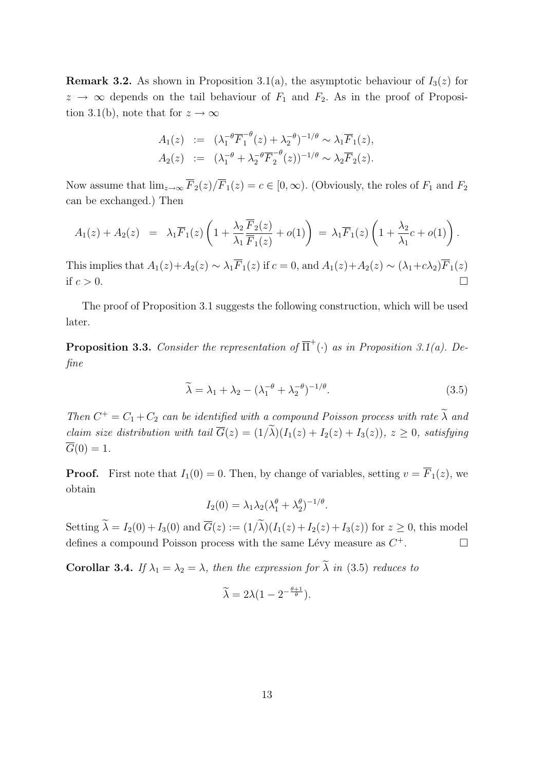**Remark 3.2.** As shown in Proposition 3.1(a), the asymptotic behaviour of $I_3(z)$ for $z \to \infty$ depends on the tail behaviour of $F_1$ and $F_2$. As in the proof of Proposition 3.1(b), note that for $z \to \infty$

$$
\begin{aligned}
A_1(z) &:= (\lambda_1^{-\theta} \overline{F}_1^{-\theta}(z) + \lambda_2^{-\theta})^{-1/\theta} \sim \lambda_1 \overline{F}_1(z), \\
A_2(z) &:= (\lambda_1^{-\theta} + \lambda_2^{-\theta} \overline{F}_2^{-\theta}(z))^{-1/\theta} \sim \lambda_2 \overline{F}_2(z).
\end{aligned}
$$

Now assume that $\lim_{z\to\infty} \overline{F}_2(z)/\overline{F}_1(z) = c \in [0, \infty)$. (Obviously, the roles of $F_1$ and $F_2$ can be exchanged.) Then

$$
A_1(z) + A_2(z) = \lambda_1 \overline{F}_1(z) \left( 1 + \frac{\lambda_2}{\lambda_1} \frac{\overline{F}_2(z)}{\overline{F}_1(z)} + o(1) \right) = \lambda_1 \overline{F}_1(z) \left( 1 + \frac{\lambda_2}{\lambda_1} c + o(1) \right).
$$

This implies that $A_1(z)+A_2(z) \sim \lambda_1 \overline{F}_1(z)$ if $c = 0$, and $A_1(z)+A_2(z) \sim (\lambda_1 + c\lambda_2)\overline{F}_1(z)$ if $c > 0$. $\square$

The proof of Proposition 3.1 suggests the following construction, which will be used later.

**Proposition 3.3.** *Consider the representation of $\overline{\Pi}^+(\cdot)$ as in Proposition 3.1(a). Define*

$$
\widetilde{\lambda} = \lambda_1 + \lambda_2 - (\lambda_1^{-\theta} + \lambda_2^{-\theta})^{-1/\theta}. \tag{3.5}
$$

*Then $C^+ = C_1 + C_2$ can be identified with a compound Poisson process with rate $\widetilde{\lambda}$ and claim size distribution with tail $\overline{G}(z) = (1/\widetilde{\lambda})(I_1(z) + I_2(z) + I_3(z))$, $z \geq 0$, satisfying $\overline{G}(0) = 1$.*

**Proof.** First note that $I_1(0) = 0$. Then, by change of variables, setting $v = \overline{F}_1(z)$, we obtain

$$
I_2(0) = \lambda_1 \lambda_2 (\lambda_1^{\theta} + \lambda_2^{\theta})^{-1/\theta}.
$$

Setting $\widetilde{\lambda} = I_2(0) + I_3(0)$ and $\overline{G}(z) := (1/\widetilde{\lambda})(I_1(z) + I_2(z) + I_3(z))$ for $z \geq 0$, this model defines a compound Poisson process with the same Lévy measure as $C^+$. $\square$

**Corollar 3.4.** *If $\lambda_1 = \lambda_2 = \lambda$, then the expression for $\widetilde{\lambda}$ in (3.5) reduces to*

$$
\widetilde{\lambda} = 2\lambda(1 - 2^{-\frac{\theta+1}{\theta}}).
$$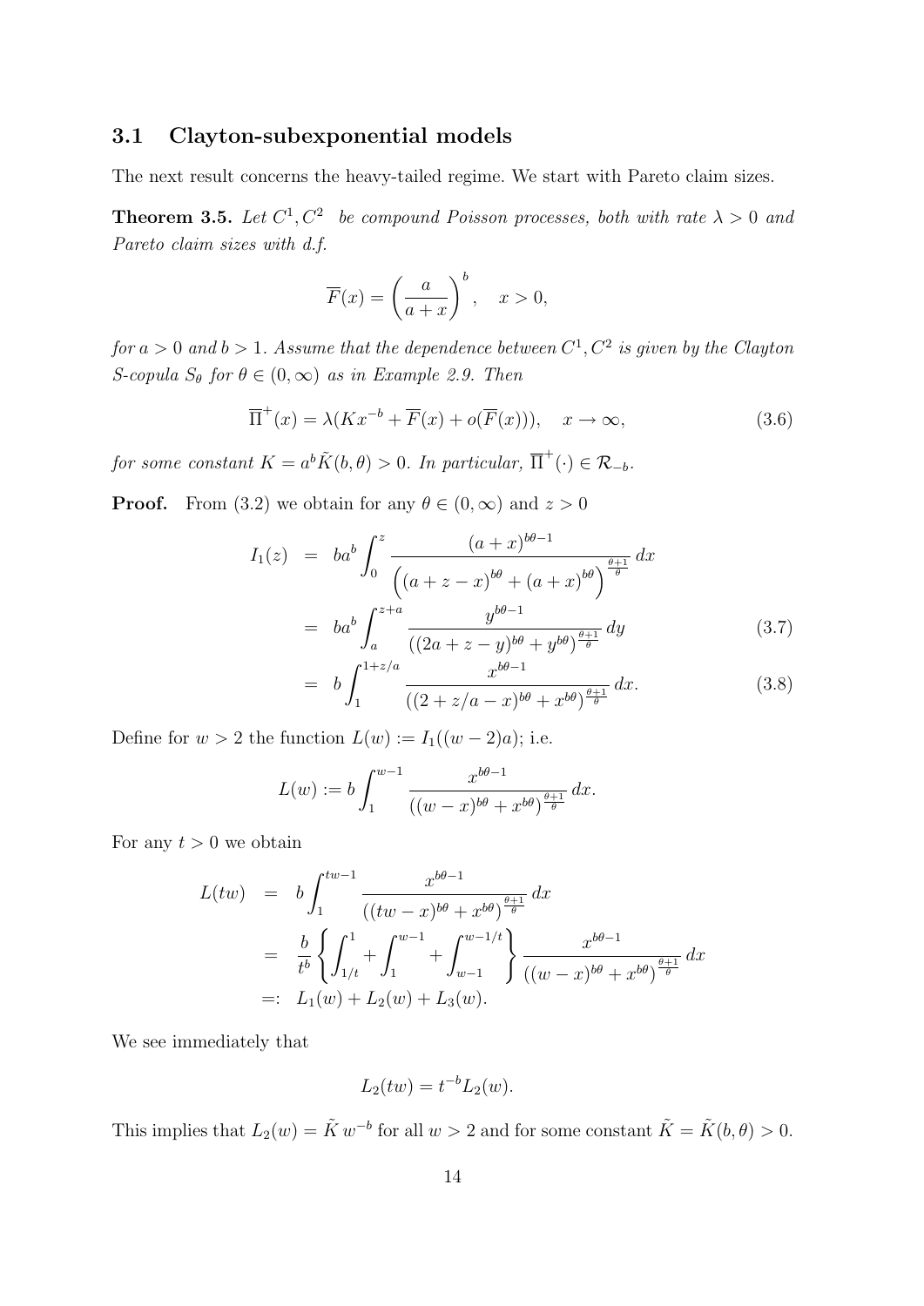### 3.1 Clayton-subexponential models

The next result concerns the heavy-tailed regime. We start with Pareto claim sizes.

**Theorem 3.5.** *Let $C^1, C^2$ be compound Poisson processes, both with rate $\lambda > 0$ and Pareto claim sizes with d.f.*

$$\overline{F}(x) = \left(\frac{a}{a+x}\right)^b, \quad x > 0,$$

*for $a > 0$ and $b > 1$. Assume that the dependence between $C^1, C^2$ is given by the Clayton S-copula $S_\theta$ for $\theta \in (0, \infty)$ as in Example 2.9. Then*

$$\overline{\Pi}^+(x) = \lambda(Kx^{-b} + \overline{F}(x) + o(\overline{F}(x))), \quad x \to \infty, \tag{3.6}$$

*for some constant $K = a^b \tilde{K}(b, \theta) > 0$. In particular, $\overline{\Pi}^+(\cdot) \in \mathcal{R}_{-b}$.*

**Proof.** From (3.2) we obtain for any $\theta \in (0, \infty)$ and $z > 0$

$$\begin{aligned}
I_1(z) &= ba^b \int_0^z \frac{(a+x)^{b\theta - 1}}{\left((a+z-x)^{b\theta} + (a+x)^{b\theta}\right)^{\frac{\theta+1}{\theta}}} \, dx \\
&= ba^b \int_a^{z+a} \frac{y^{b\theta-1}}{((2a+z-y)^{b\theta} + y^{b\theta})^{\frac{\theta+1}{\theta}}} \, dy \qquad (3.7) \\
&= b \int_1^{1+z/a} \frac{x^{b\theta-1}}{((2+z/a-x)^{b\theta} + x^{b\theta})^{\frac{\theta+1}{\theta}}} \, dx. \qquad (3.8)
\end{aligned}$$

Define for $w > 2$ the function $L(w) := I_1((w-2)a)$; i.e.

$$L(w) := b \int_1^{w-1} \frac{x^{b\theta-1}}{((w-x)^{b\theta} + x^{b\theta})^{\frac{\theta+1}{\theta}}} \, dx.$$

For any $t > 0$ we obtain

$$\begin{aligned}
L(tw) &= b \int_1^{tw-1} \frac{x^{b\theta-1}}{((tw-x)^{b\theta} + x^{b\theta})^{\frac{\theta+1}{\theta}}} \, dx \\
&= \frac{b}{t^b} \left\{ \int_{1/t}^1 + \int_1^{w-1} + \int_{w-1}^{w-1/t} \right\} \frac{x^{b\theta-1}}{((w-x)^{b\theta} + x^{b\theta})^{\frac{\theta+1}{\theta}}} \, dx \\
&=: L_1(w) + L_2(w) + L_3(w).
\end{aligned}$$

We see immediately that

$$L_2(tw) = t^{-b} L_2(w).$$

This implies that $L_2(w) = \tilde{K}\, w^{-b}$ for all $w > 2$ and for some constant $\tilde{K} = \tilde{K}(b, \theta) > 0$.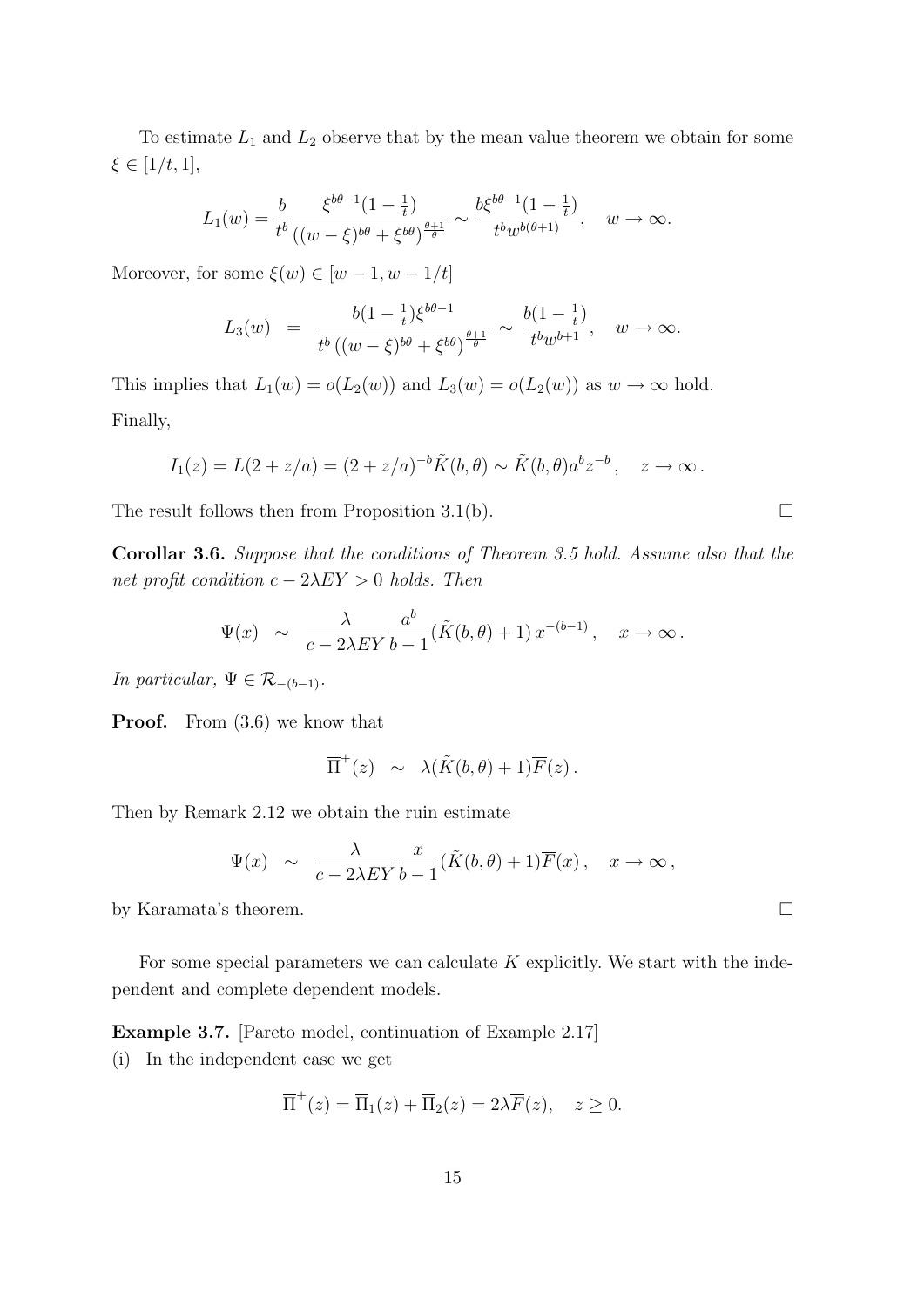To estimate $L_1$ and $L_2$ observe that by the mean value theorem we obtain for some $\xi \in [1/t, 1]$,

$$L_1(w) = \frac{b}{t^b} \frac{\xi^{b\theta-1}(1-\frac{1}{t})}{((w-\xi)^{b\theta} + \xi^{b\theta})^{\frac{\theta+1}{\theta}}} \sim \frac{b\xi^{b\theta-1}(1-\frac{1}{t})}{t^b w^{b(\theta+1)}}, \quad w \to \infty.$$

Moreover, for some $\xi(w) \in [w-1, w-1/t]$

$$L_3(w) \;=\; \frac{b(1-\frac{1}{t})\xi^{b\theta-1}}{t^b\left((w-\xi)^{b\theta} + \xi^{b\theta}\right)^{\frac{\theta+1}{\theta}}} \;\sim\; \frac{b(1-\frac{1}{t})}{t^b w^{b+1}}, \quad w \to \infty.$$

This implies that $L_1(w) = o(L_2(w))$ and $L_3(w) = o(L_2(w))$ as $w \to \infty$ hold.

Finally,

$$I_1(z) = L(2 + z/a) = (2 + z/a)^{-b} \tilde{K}(b, \theta) \sim \tilde{K}(b, \theta) a^b z^{-b}, \quad z \to \infty.$$

The result follows then from Proposition 3.1(b). $\square$

**Corollar 3.6.** *Suppose that the conditions of Theorem 3.5 hold. Assume also that the net profit condition $c - 2\lambda EY > 0$ holds. Then*

$$\Psi(x) \;\sim\; \frac{\lambda}{c - 2\lambda EY} \frac{a^b}{b-1} (\tilde{K}(b, \theta) + 1)\, x^{-(b-1)}, \quad x \to \infty.$$

*In particular, $\Psi \in \mathcal{R}_{-(b-1)}$.*

**Proof.** From (3.6) we know that

$$\overline{\Pi}^+(z) \;\sim\; \lambda(\tilde{K}(b, \theta) + 1)\overline{F}(z).$$

Then by Remark 2.12 we obtain the ruin estimate

$$\Psi(x) \;\sim\; \frac{\lambda}{c - 2\lambda EY} \frac{x}{b-1} (\tilde{K}(b, \theta) + 1)\overline{F}(x), \quad x \to \infty,$$

by Karamata's theorem. $\square$

For some special parameters we can calculate $K$ explicitly. We start with the independent and complete dependent models.

**Example 3.7.** [Pareto model, continuation of Example 2.17]

(i) In the independent case we get

$$\overline{\Pi}^+(z) = \overline{\Pi}_1(z) + \overline{\Pi}_2(z) = 2\lambda\overline{F}(z), \quad z \geq 0.$$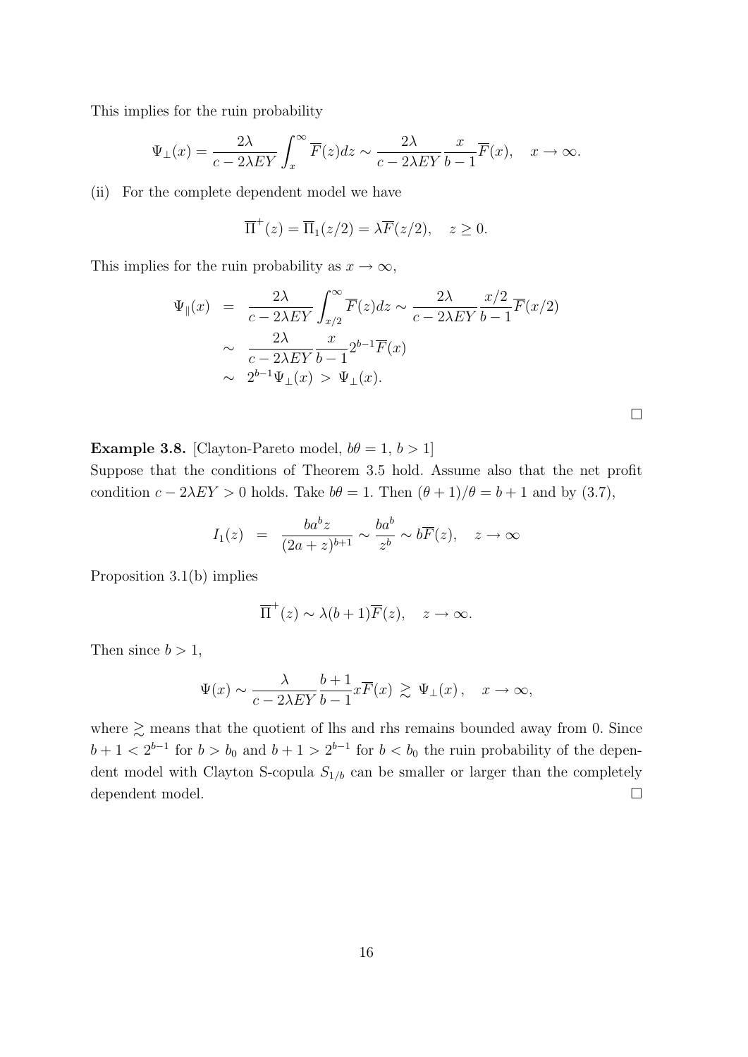This implies for the ruin probability

$$\Psi_\perp(x) = \frac{2\lambda}{c - 2\lambda EY} \int_x^\infty \overline{F}(z)dz \sim \frac{2\lambda}{c - 2\lambda EY} \frac{x}{b-1} \overline{F}(x), \quad x \to \infty.$$

(ii) For the complete dependent model we have

$$\overline{\Pi}^+(z) = \overline{\Pi}_1(z/2) = \lambda \overline{F}(z/2), \quad z \geq 0.$$

This implies for the ruin probability as $x \to \infty$,

$$\begin{aligned}
\Psi_\parallel(x) &= \frac{2\lambda}{c - 2\lambda EY} \int_{x/2}^\infty \overline{F}(z)dz \sim \frac{2\lambda}{c - 2\lambda EY} \frac{x/2}{b-1} \overline{F}(x/2) \\
&\sim \frac{2\lambda}{c - 2\lambda EY} \frac{x}{b-1} 2^{b-1} \overline{F}(x) \\
&\sim 2^{b-1} \Psi_\perp(x) \;>\; \Psi_\perp(x).
\end{aligned}$$

□

**Example 3.8.** [Clayton-Pareto model, $b\theta = 1$, $b > 1$]
Suppose that the conditions of Theorem 3.5 hold. Assume also that the net profit condition $c - 2\lambda EY > 0$ holds. Take $b\theta = 1$. Then $(\theta + 1)/\theta = b + 1$ and by (3.7),

$$I_1(z) \;=\; \frac{ba^b z}{(2a + z)^{b+1}} \sim \frac{ba^b}{z^b} \sim b\overline{F}(z), \quad z \to \infty$$

Proposition 3.1(b) implies

$$\overline{\Pi}^+(z) \sim \lambda(b+1)\overline{F}(z), \quad z \to \infty.$$

Then since $b > 1$,

$$\Psi(x) \sim \frac{\lambda}{c - 2\lambda EY} \frac{b+1}{b-1} x\overline{F}(x) \;\gtrsim\; \Psi_\perp(x)\,, \quad x \to \infty,$$

where $\gtrsim$ means that the quotient of lhs and rhs remains bounded away from 0. Since $b + 1 < 2^{b-1}$ for $b > b_0$ and $b + 1 > 2^{b-1}$ for $b < b_0$ the ruin probability of the dependent model with Clayton S-copula $S_{1/b}$ can be smaller or larger than the completely dependent model. □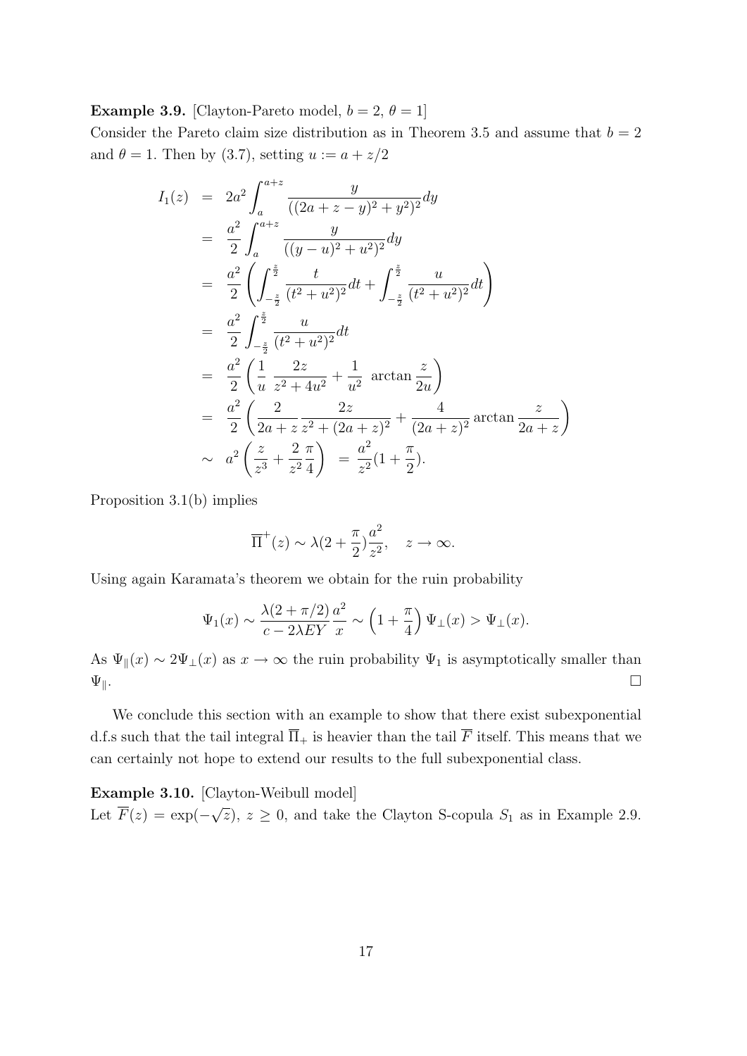**Example 3.9.** [Clayton-Pareto model, $b = 2$, $\theta = 1$]
Consider the Pareto claim size distribution as in Theorem 3.5 and assume that $b = 2$ and $\theta = 1$. Then by (3.7), setting $u := a + z/2$

$$
\begin{aligned}
I_1(z) &= 2a^2 \int_a^{a+z} \frac{y}{((2a+z-y)^2 + y^2)^2} dy \\
&= \frac{a^2}{2} \int_a^{a+z} \frac{y}{((y-u)^2 + u^2)^2} dy \\
&= \frac{a^2}{2} \left( \int_{-\frac{z}{2}}^{\frac{z}{2}} \frac{t}{(t^2+u^2)^2} dt + \int_{-\frac{z}{2}}^{\frac{z}{2}} \frac{u}{(t^2+u^2)^2} dt \right) \\
&= \frac{a^2}{2} \int_{-\frac{z}{2}}^{\frac{z}{2}} \frac{u}{(t^2+u^2)^2} dt \\
&= \frac{a^2}{2} \left( \frac{1}{u} \; \frac{2z}{z^2 + 4u^2} + \frac{1}{u^2} \; \arctan \frac{z}{2u} \right) \\
&= \frac{a^2}{2} \left( \frac{2}{2a+z} \frac{2z}{z^2 + (2a+z)^2} + \frac{4}{(2a+z)^2} \arctan \frac{z}{2a+z} \right) \\
&\sim a^2 \left( \frac{z}{z^3} + \frac{2}{z^2} \frac{\pi}{4} \right) \; = \; \frac{a^2}{z^2} (1 + \frac{\pi}{2}).
\end{aligned}
$$

Proposition 3.1(b) implies

$$
\overline{\Pi}^+(z) \sim \lambda (2 + \frac{\pi}{2}) \frac{a^2}{z^2}, \quad z \to \infty.
$$

Using again Karamata's theorem we obtain for the ruin probability

$$
\Psi_1(x) \sim \frac{\lambda(2 + \pi/2)}{c - 2\lambda EY} \frac{a^2}{x} \sim \left(1 + \frac{\pi}{4}\right) \Psi_\perp(x) > \Psi_\perp(x).
$$

As $\Psi_\parallel(x) \sim 2\Psi_\perp(x)$ as $x \to \infty$ the ruin probability $\Psi_1$ is asymptotically smaller than $\Psi_\parallel$. □

We conclude this section with an example to show that there exist subexponential d.f.s such that the tail integral $\overline{\Pi}_+$ is heavier than the tail $\overline{F}$ itself. This means that we can certainly not hope to extend our results to the full subexponential class.

**Example 3.10.** [Clayton-Weibull model]
Let $\overline{F}(z) = \exp(-\sqrt{z})$, $z \geq 0$, and take the Clayton S-copula $S_1$ as in Example 2.9.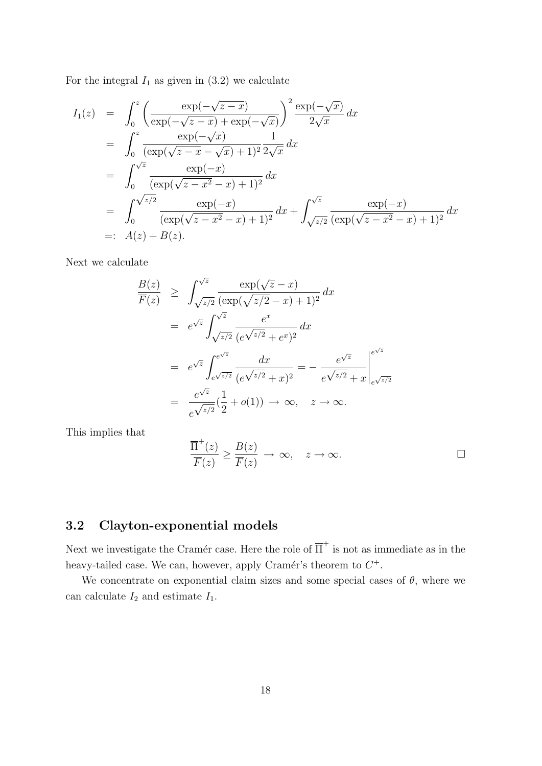For the integral $I_1$ as given in (3.2) we calculate

$$
\begin{aligned}
I_1(z) &= \int_0^z \left( \frac{\exp(-\sqrt{z-x})}{\exp(-\sqrt{z-x}) + \exp(-\sqrt{x})} \right)^2 \frac{\exp(-\sqrt{x})}{2\sqrt{x}}\, dx \\
&= \int_0^z \frac{\exp(-\sqrt{x})}{(\exp(\sqrt{z-x} - \sqrt{x}) + 1)^2} \frac{1}{2\sqrt{x}}\, dx \\
&= \int_0^{\sqrt{z}} \frac{\exp(-x)}{(\exp(\sqrt{z-x^2} - x) + 1)^2}\, dx \\
&= \int_0^{\sqrt{z/2}} \frac{\exp(-x)}{(\exp(\sqrt{z-x^2} - x) + 1)^2}\, dx + \int_{\sqrt{z/2}}^{\sqrt{z}} \frac{\exp(-x)}{(\exp(\sqrt{z-x^2} - x) + 1)^2}\, dx \\
&=: A(z) + B(z).
\end{aligned}
$$

Next we calculate

$$
\begin{aligned}
\frac{B(z)}{\overline{F}(z)} &\geq \int_{\sqrt{z/2}}^{\sqrt{z}} \frac{\exp(\sqrt{z} - x)}{(\exp(\sqrt{z/2} - x) + 1)^2}\, dx \\
&= e^{\sqrt{z}} \int_{\sqrt{z/2}}^{\sqrt{z}} \frac{e^x}{(e^{\sqrt{z/2}} + e^x)^2}\, dx \\
&= e^{\sqrt{z}} \int_{e^{\sqrt{z/2}}}^{e^{\sqrt{z}}} \frac{dx}{(e^{\sqrt{z/2}} + x)^2} = - \left. \frac{e^{\sqrt{z}}}{e^{\sqrt{z/2}} + x} \right|_{e^{\sqrt{z/2}}}^{e^{\sqrt{z}}} \\
&= \frac{e^{\sqrt{z}}}{e^{\sqrt{z/2}}} \left(\frac{1}{2} + o(1)\right) \to \infty, \quad z \to \infty.
\end{aligned}
$$

This implies that

$$
\frac{\overline{\Pi}^+(z)}{\overline{F}(z)} \geq \frac{B(z)}{\overline{F}(z)} \to \infty, \quad z \to \infty. \qquad \square
$$

## 3.2 Clayton-exponential models

Next we investigate the Cramér case. Here the role of $\overline{\Pi}^+$ is not as immediate as in the heavy-tailed case. We can, however, apply Cramér's theorem to $C^+$.

We concentrate on exponential claim sizes and some special cases of $\theta$, where we can calculate $I_2$ and estimate $I_1$.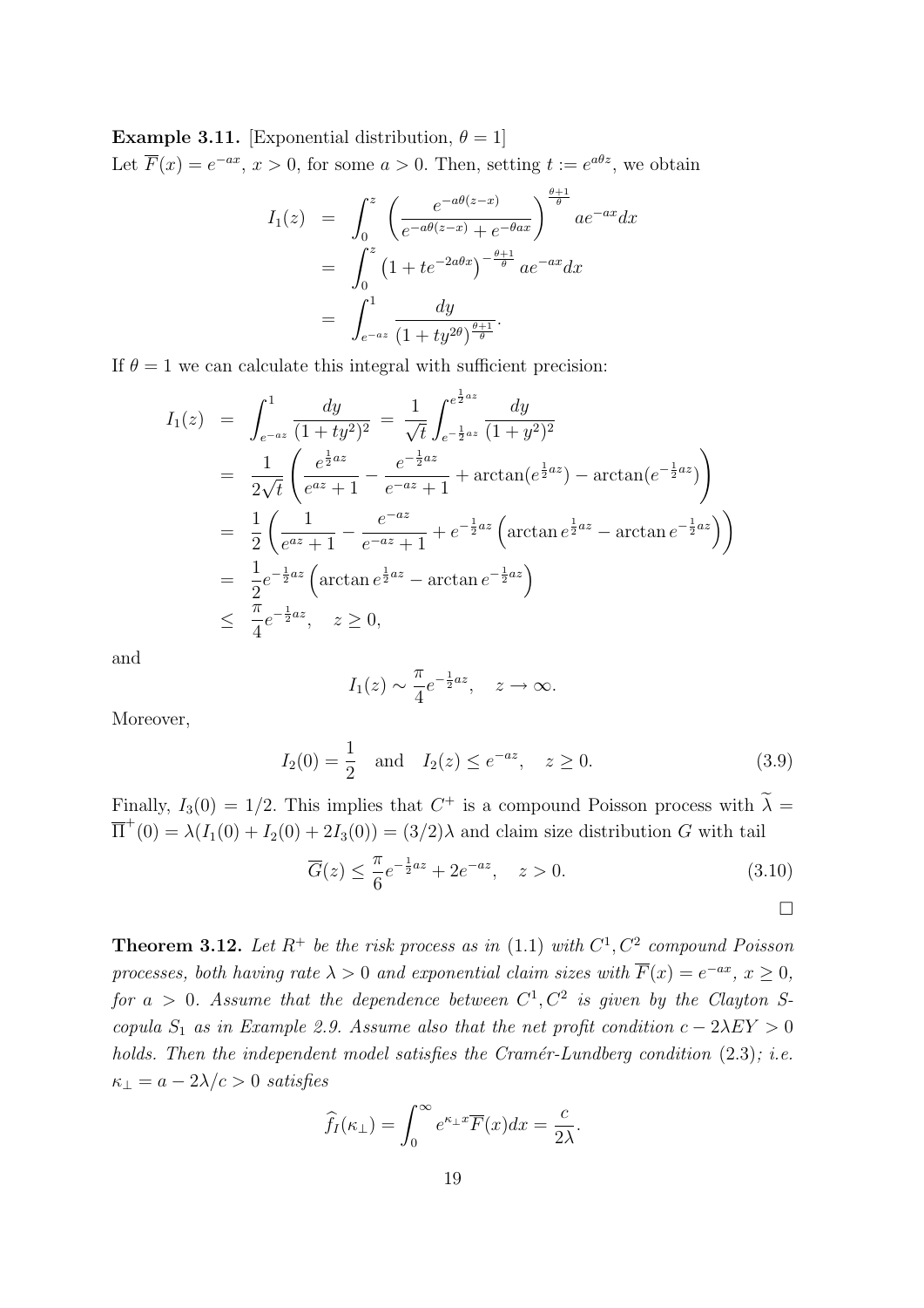**Example 3.11.** [Exponential distribution, $\theta = 1$]
Let $\overline{F}(x) = e^{-ax}$, $x > 0$, for some $a > 0$. Then, setting $t := e^{a\theta z}$, we obtain

$$
\begin{aligned}
I_1(z) &= \int_0^z \left( \frac{e^{-a\theta(z-x)}}{e^{-a\theta(z-x)} + e^{-\theta ax}} \right)^{\frac{\theta+1}{\theta}} ae^{-ax}dx \\
&= \int_0^z \left(1 + te^{-2a\theta x}\right)^{-\frac{\theta+1}{\theta}} ae^{-ax}dx \\
&= \int_{e^{-az}}^1 \frac{dy}{(1+ty^{2\theta})^{\frac{\theta+1}{\theta}}}.
\end{aligned}
$$

If $\theta = 1$ we can calculate this integral with sufficient precision:

$$
\begin{aligned}
I_1(z) &= \int_{e^{-az}}^1 \frac{dy}{(1+ty^2)^2} = \frac{1}{\sqrt{t}} \int_{e^{-\frac{1}{2}az}}^{e^{\frac{1}{2}az}} \frac{dy}{(1+y^2)^2} \\
&= \frac{1}{2\sqrt{t}} \left( \frac{e^{\frac{1}{2}az}}{e^{az}+1} - \frac{e^{-\frac{1}{2}az}}{e^{-az}+1} + \arctan(e^{\frac{1}{2}az}) - \arctan(e^{-\frac{1}{2}az}) \right) \\
&= \frac{1}{2} \left( \frac{1}{e^{az}+1} - \frac{e^{-az}}{e^{-az}+1} + e^{-\frac{1}{2}az} \left( \arctan e^{\frac{1}{2}az} - \arctan e^{-\frac{1}{2}az} \right) \right) \\
&= \frac{1}{2} e^{-\frac{1}{2}az} \left( \arctan e^{\frac{1}{2}az} - \arctan e^{-\frac{1}{2}az} \right) \\
&\leq \frac{\pi}{4} e^{-\frac{1}{2}az}, \quad z \geq 0,
\end{aligned}
$$

and

$$
I_1(z) \sim \frac{\pi}{4} e^{-\frac{1}{2}az}, \quad z \to \infty.
$$

Moreover,

$$
I_2(0) = \frac{1}{2} \quad \text{and} \quad I_2(z) \leq e^{-az}, \quad z \geq 0. \tag{3.9}
$$

Finally, $I_3(0) = 1/2$. This implies that $C^+$ is a compound Poisson process with $\widetilde{\lambda} = \overline{\Pi}^+(0) = \lambda(I_1(0) + I_2(0) + 2I_3(0)) = (3/2)\lambda$ and claim size distribution $G$ with tail

$$
\overline{G}(z) \leq \frac{\pi}{6} e^{-\frac{1}{2}az} + 2e^{-az}, \quad z > 0. \tag{3.10}
$$

□

**Theorem 3.12.** *Let $R^+$ be the risk process as in (1.1) with $C^1, C^2$ compound Poisson processes, both having rate $\lambda > 0$ and exponential claim sizes with $\overline{F}(x) = e^{-ax}$, $x \geq 0$, for $a > 0$. Assume that the dependence between $C^1, C^2$ is given by the Clayton S-copula $S_1$ as in Example 2.9. Assume also that the net profit condition $c - 2\lambda EY > 0$ holds. Then the independent model satisfies the Cramér-Lundberg condition (2.3); i.e. $\kappa_\perp = a - 2\lambda/c > 0$ satisfies*

$$
\widehat{f}_I(\kappa_\perp) = \int_0^\infty e^{\kappa_\perp x} \overline{F}(x)dx = \frac{c}{2\lambda}.
$$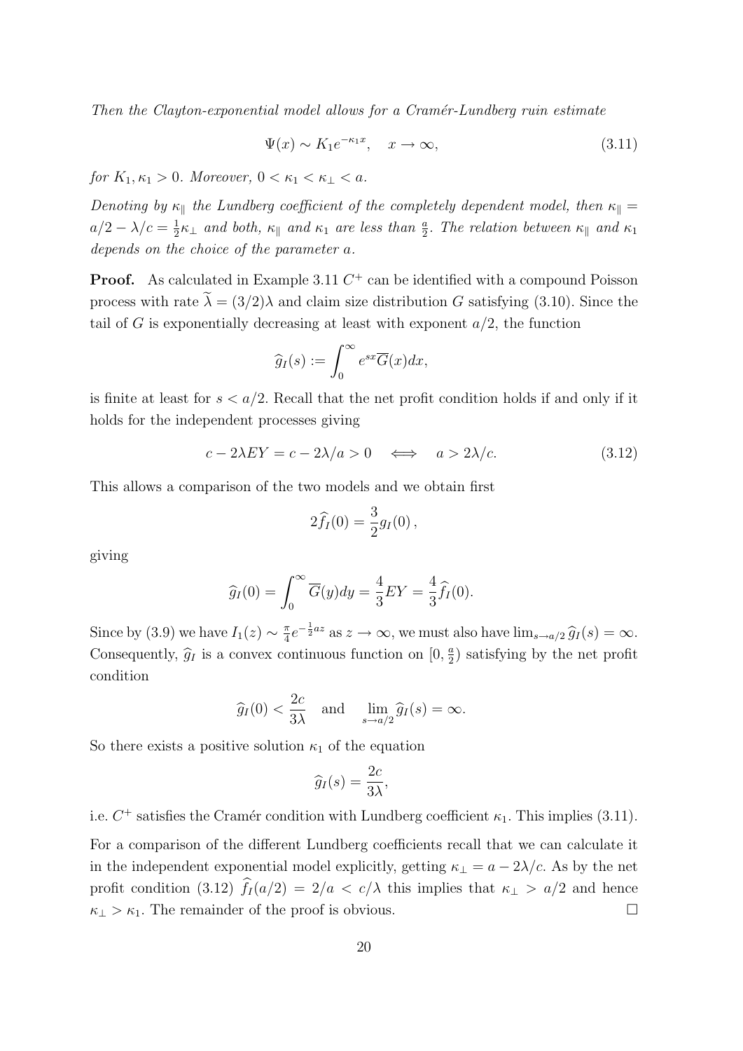*Then the Clayton-exponential model allows for a Cramér-Lundberg ruin estimate*

$$\Psi(x) \sim K_1 e^{-\kappa_1 x}, \quad x \to \infty, \tag{3.11}$$

*for $K_1, \kappa_1 > 0$. Moreover, $0 < \kappa_1 < \kappa_\perp < a$.*

*Denoting by $\kappa_\parallel$ the Lundberg coefficient of the completely dependent model, then $\kappa_\parallel = a/2 - \lambda/c = \frac{1}{2}\kappa_\perp$ and both, $\kappa_\parallel$ and $\kappa_1$ are less than $\frac{a}{2}$. The relation between $\kappa_\parallel$ and $\kappa_1$ depends on the choice of the parameter $a$.*

**Proof.** As calculated in Example 3.11 $C^+$ can be identified with a compound Poisson process with rate $\widetilde{\lambda} = (3/2)\lambda$ and claim size distribution $G$ satisfying (3.10). Since the tail of $G$ is exponentially decreasing at least with exponent $a/2$, the function

$$\widehat{g}_I(s) := \int_0^\infty e^{sx}\overline{G}(x)dx,$$

is finite at least for $s < a/2$. Recall that the net profit condition holds if and only if it holds for the independent processes giving

$$c - 2\lambda EY = c - 2\lambda/a > 0 \quad \Longleftrightarrow \quad a > 2\lambda/c. \tag{3.12}$$

This allows a comparison of the two models and we obtain first

$$2\widehat{f}_I(0) = \frac{3}{2}g_I(0)\,,$$

giving

$$\widehat{g}_I(0) = \int_0^\infty \overline{G}(y)dy = \frac{4}{3}EY = \frac{4}{3}\widehat{f}_I(0).$$

Since by (3.9) we have $I_1(z) \sim \frac{\pi}{4}e^{-\frac{1}{2}az}$ as $z \to \infty$, we must also have $\lim_{s\to a/2}\widehat{g}_I(s) = \infty$. Consequently, $\widehat{g}_I$ is a convex continuous function on $[0, \frac{a}{2})$ satisfying by the net profit condition

$$\widehat{g}_I(0) < \frac{2c}{3\lambda} \quad \text{and} \quad \lim_{s\to a/2}\widehat{g}_I(s) = \infty.$$

So there exists a positive solution $\kappa_1$ of the equation

$$\widehat{g}_I(s) = \frac{2c}{3\lambda},$$

i.e. $C^+$ satisfies the Cramér condition with Lundberg coefficient $\kappa_1$. This implies (3.11).

For a comparison of the different Lundberg coefficients recall that we can calculate it in the independent exponential model explicitly, getting $\kappa_\perp = a - 2\lambda/c$. As by the net profit condition (3.12) $\widehat{f}_I(a/2) = 2/a < c/\lambda$ this implies that $\kappa_\perp > a/2$ and hence $\kappa_\perp > \kappa_1$. The remainder of the proof is obvious. □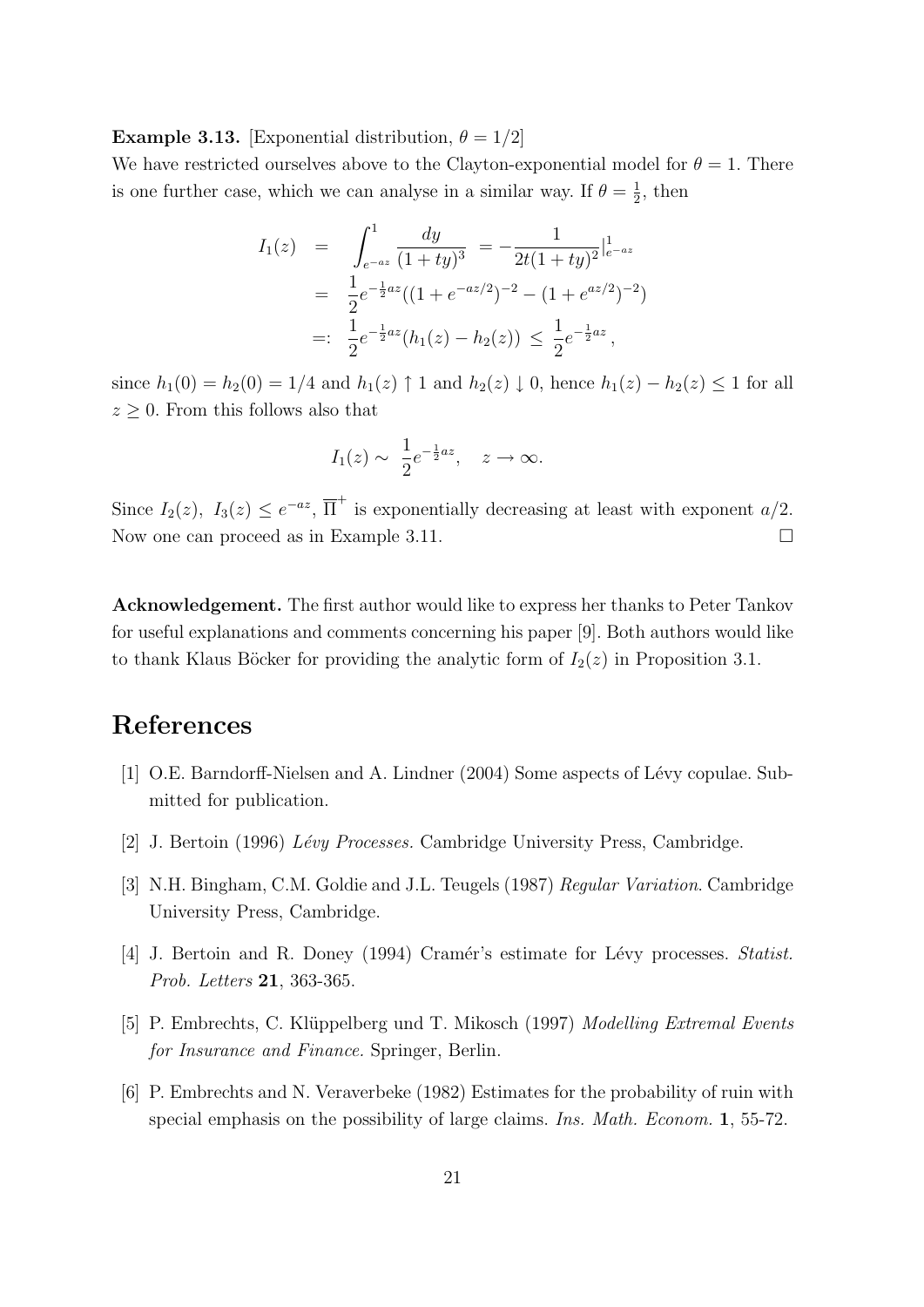**Example 3.13.** [Exponential distribution, $\theta = 1/2$]
We have restricted ourselves above to the Clayton-exponential model for $\theta = 1$. There is one further case, which we can analyse in a similar way. If $\theta = \frac{1}{2}$, then

$$
\begin{aligned}
I_1(z) &= \int_{e^{-az}}^{1} \frac{dy}{(1+ty)^3} = -\frac{1}{2t(1+ty)^2}\Big|_{e^{-az}}^{1} \\
&= \frac{1}{2} e^{-\frac{1}{2}az}((1+e^{-az/2})^{-2} - (1+e^{az/2})^{-2}) \\
&=: \frac{1}{2} e^{-\frac{1}{2}az}(h_1(z) - h_2(z)) \le \frac{1}{2} e^{-\frac{1}{2}az},
\end{aligned}
$$

since $h_1(0) = h_2(0) = 1/4$ and $h_1(z) \uparrow 1$ and $h_2(z) \downarrow 0$, hence $h_1(z) - h_2(z) \le 1$ for all $z \ge 0$. From this follows also that

$$
I_1(z) \sim \frac{1}{2} e^{-\frac{1}{2}az}, \quad z \to \infty.
$$

Since $I_2(z),\ I_3(z) \le e^{-az}$, $\overline{\Pi}^{+}$ is exponentially decreasing at least with exponent $a/2$. Now one can proceed as in Example 3.11. □

**Acknowledgement.** The first author would like to express her thanks to Peter Tankov for useful explanations and comments concerning his paper [9]. Both authors would like to thank Klaus Böcker for providing the analytic form of $I_2(z)$ in Proposition 3.1.

# References

[1] O.E. Barndorff-Nielsen and A. Lindner (2004) Some aspects of Lévy copulae. Submitted for publication.

[2] J. Bertoin (1996) *Lévy Processes.* Cambridge University Press, Cambridge.

[3] N.H. Bingham, C.M. Goldie and J.L. Teugels (1987) *Regular Variation*. Cambridge University Press, Cambridge.

[4] J. Bertoin and R. Doney (1994) Cramér's estimate for Lévy processes. *Statist. Prob. Letters* **21**, 363-365.

[5] P. Embrechts, C. Klüppelberg und T. Mikosch (1997) *Modelling Extremal Events for Insurance and Finance.* Springer, Berlin.

[6] P. Embrechts and N. Veraverbeke (1982) Estimates for the probability of ruin with special emphasis on the possibility of large claims. *Ins. Math. Econom.* **1**, 55-72.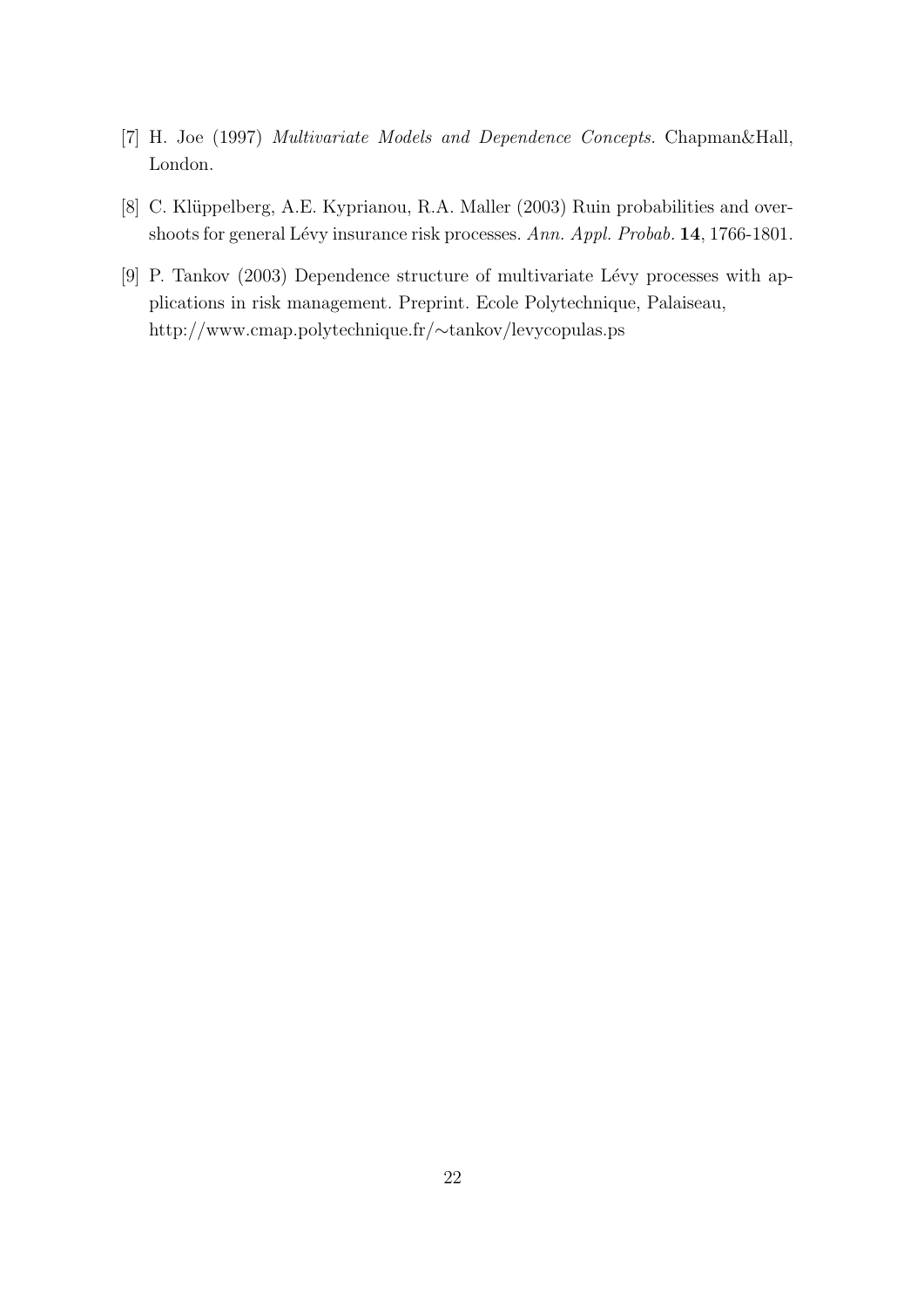[7] H. Joe (1997) *Multivariate Models and Dependence Concepts.* Chapman&Hall, London.

[8] C. Klüppelberg, A.E. Kyprianou, R.A. Maller (2003) Ruin probabilities and overshoots for general Lévy insurance risk processes. *Ann. Appl. Probab.* **14**, 1766-1801.

[9] P. Tankov (2003) Dependence structure of multivariate Lévy processes with applications in risk management. Preprint. Ecole Polytechnique, Palaiseau, http://www.cmap.polytechnique.fr/∼tankov/levycopulas.ps